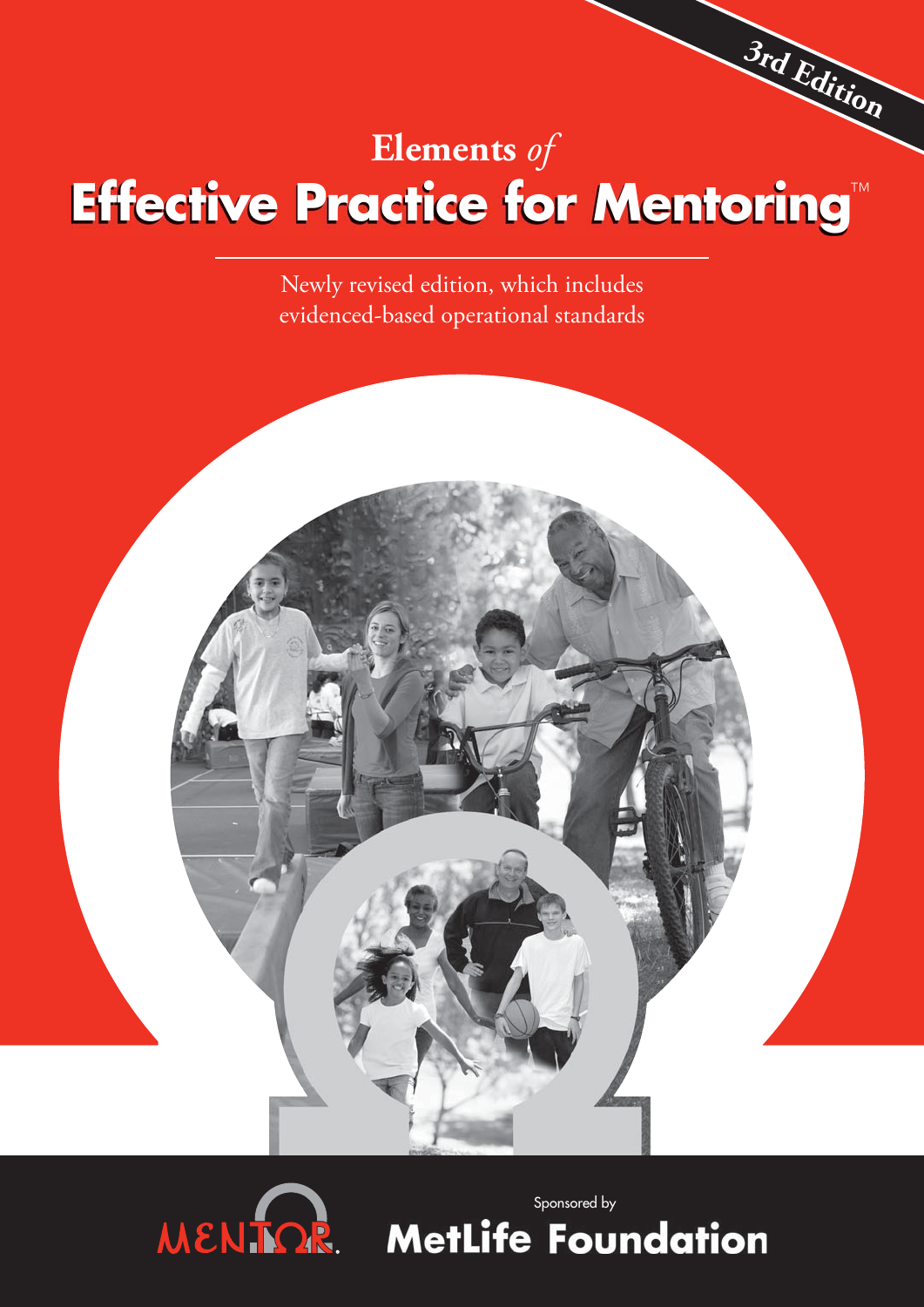3rd Edition

# Elements *of* Effective Practice for Mentoring™

Newly revised edition, which includes evidenced-based operational standards

MENTOR.

Sponsored by

MetLife Foundation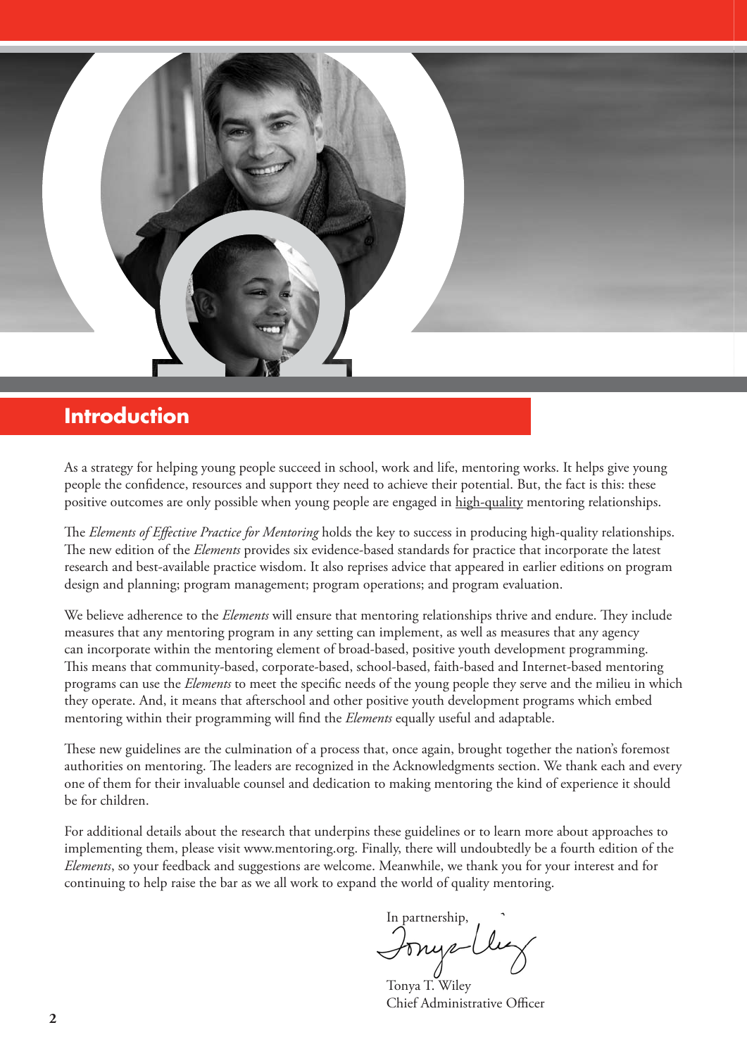## Introduction

As a strategy for helping young people succeed in school, work and life, mentoring works. It helps give young people the confidence, resources and support they need to achieve their potential. But, the fact is this: these positive outcomes are only possible when young people are engaged in <u>high-quality</u> mentoring relationships.

The *Elements of Effective Practice for Mentoring* holds the key to success in producing high-quality relationships. The new edition of the *Elements* provides six evidence-based standards for practice that incorporate the latest research and best-available practice wisdom. It also reprises advice that appeared in earlier editions on program design and planning; program management; program operations; and program evaluation.

We believe adherence to the *Elements* will ensure that mentoring relationships thrive and endure. They include measures that any mentoring program in any setting can implement, as well as measures that any agency can incorporate within the mentoring element of broad-based, positive youth development programming. This means that community-based, corporate-based, school-based, faith-based and Internet-based mentoring programs can use the *Elements* to meet the specific needs of the young people they serve and the milieu in which they operate. And, it means that afterschool and other positive youth development programs which embed mentoring within their programming will find the *Elements* equally useful and adaptable.

These new guidelines are the culmination of a process that, once again, brought together the nation's foremost authorities on mentoring. The leaders are recognized in the Acknowledgments section. We thank each and every one of them for their invaluable counsel and dedication to making mentoring the kind of experience it should be for children.

For additional details about the research that underpins these guidelines or to learn more about approaches to implementing them, please visit www.mentoring.org. Finally, there will undoubtedly be a fourth edition of the *Elements*, so your feedback and suggestions are welcome. Meanwhile, we thank you for your interest and for continuing to help raise the bar as we all work to expand the world of quality mentoring.

In partnership,

Tonya T. Wiley
Chief Administrative Officer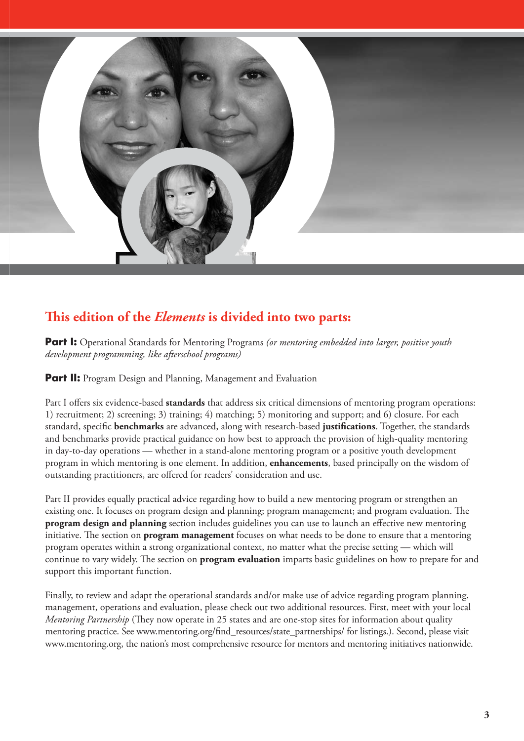## This edition of the *Elements* is divided into two parts:

**Part I:** Operational Standards for Mentoring Programs *(or mentoring embedded into larger, positive youth development programming, like afterschool programs)*

**Part II:** Program Design and Planning, Management and Evaluation

Part I offers six evidence-based **standards** that address six critical dimensions of mentoring program operations: 1) recruitment; 2) screening; 3) training; 4) matching; 5) monitoring and support; and 6) closure. For each standard, specific **benchmarks** are advanced, along with research-based **justifications**. Together, the standards and benchmarks provide practical guidance on how best to approach the provision of high-quality mentoring in day-to-day operations — whether in a stand-alone mentoring program or a positive youth development program in which mentoring is one element. In addition, **enhancements**, based principally on the wisdom of outstanding practitioners, are offered for readers' consideration and use.

Part II provides equally practical advice regarding how to build a new mentoring program or strengthen an existing one. It focuses on program design and planning; program management; and program evaluation. The **program design and planning** section includes guidelines you can use to launch an effective new mentoring initiative. The section on **program management** focuses on what needs to be done to ensure that a mentoring program operates within a strong organizational context, no matter what the precise setting — which will continue to vary widely. The section on **program evaluation** imparts basic guidelines on how to prepare for and support this important function.

Finally, to review and adapt the operational standards and/or make use of advice regarding program planning, management, operations and evaluation, please check out two additional resources. First, meet with your local *Mentoring Partnership* (They now operate in 25 states and are one-stop sites for information about quality mentoring practice. See www.mentoring.org/find_resources/state_partnerships/ for listings.). Second, please visit www.mentoring.org, the nation's most comprehensive resource for mentors and mentoring initiatives nationwide.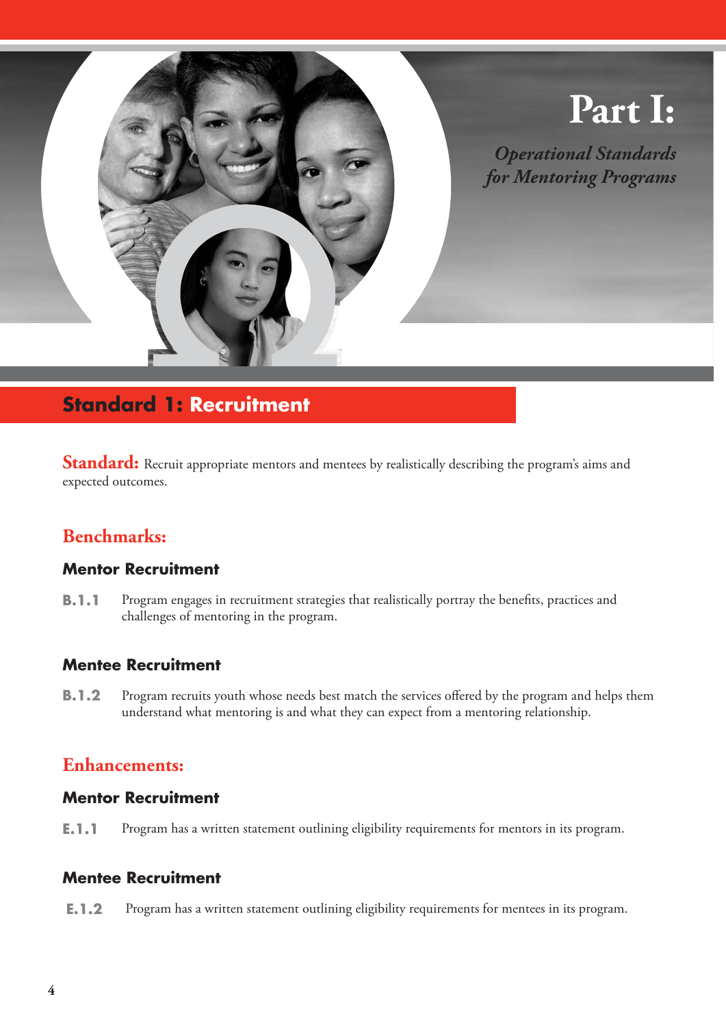# Part I:

*Operational Standards for Mentoring Programs*

## Standard 1: Recruitment

**Standard:** Recruit appropriate mentors and mentees by realistically describing the program's aims and expected outcomes.

### Benchmarks:

#### Mentor Recruitment

**B.1.1** Program engages in recruitment strategies that realistically portray the benefits, practices and challenges of mentoring in the program.

#### Mentee Recruitment

**B.1.2** Program recruits youth whose needs best match the services offered by the program and helps them understand what mentoring is and what they can expect from a mentoring relationship.

### Enhancements:

#### Mentor Recruitment

**E.1.1** Program has a written statement outlining eligibility requirements for mentors in its program.

#### Mentee Recruitment

**E.1.2** Program has a written statement outlining eligibility requirements for mentees in its program.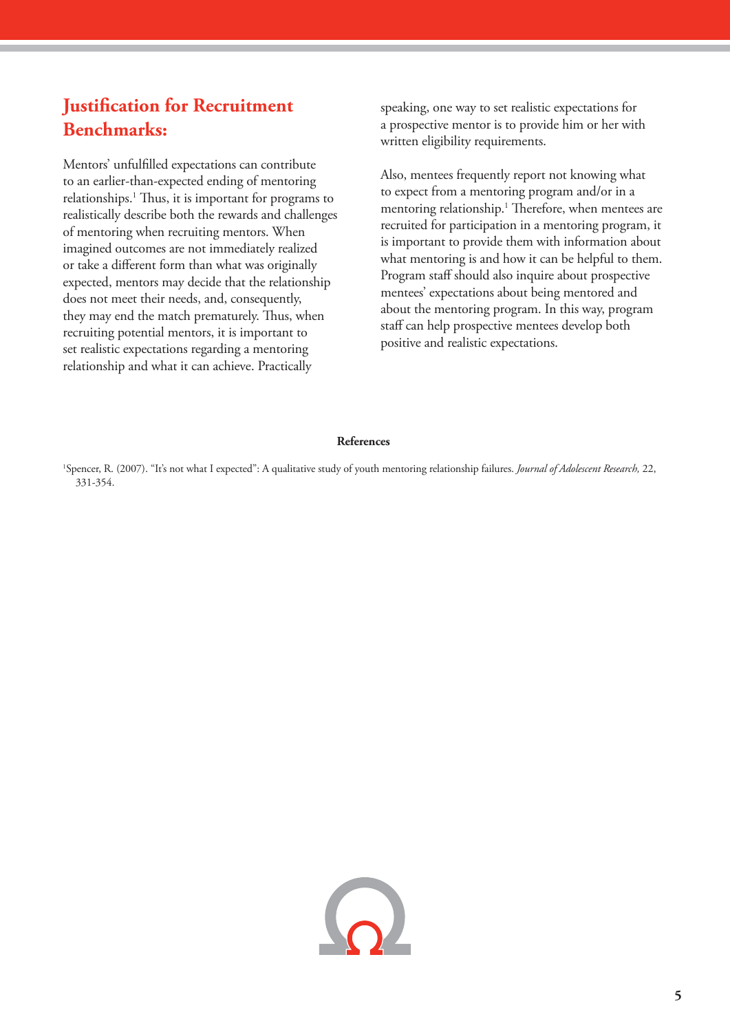## Justification for Recruitment Benchmarks:

Mentors' unfulfilled expectations can contribute to an earlier-than-expected ending of mentoring relationships.[1] Thus, it is important for programs to realistically describe both the rewards and challenges of mentoring when recruiting mentors. When imagined outcomes are not immediately realized or take a different form than what was originally expected, mentors may decide that the relationship does not meet their needs, and, consequently, they may end the match prematurely. Thus, when recruiting potential mentors, it is important to set realistic expectations regarding a mentoring relationship and what it can achieve. Practically speaking, one way to set realistic expectations for a prospective mentor is to provide him or her with written eligibility requirements.

Also, mentees frequently report not knowing what to expect from a mentoring program and/or in a mentoring relationship.[1] Therefore, when mentees are recruited for participation in a mentoring program, it is important to provide them with information about what mentoring is and how it can be helpful to them. Program staff should also inquire about prospective mentees' expectations about being mentored and about the mentoring program. In this way, program staff can help prospective mentees develop both positive and realistic expectations.

**References**

[1]Spencer, R. (2007). "It's not what I expected": A qualitative study of youth mentoring relationship failures. *Journal of Adolescent Research,* 22, 331-354.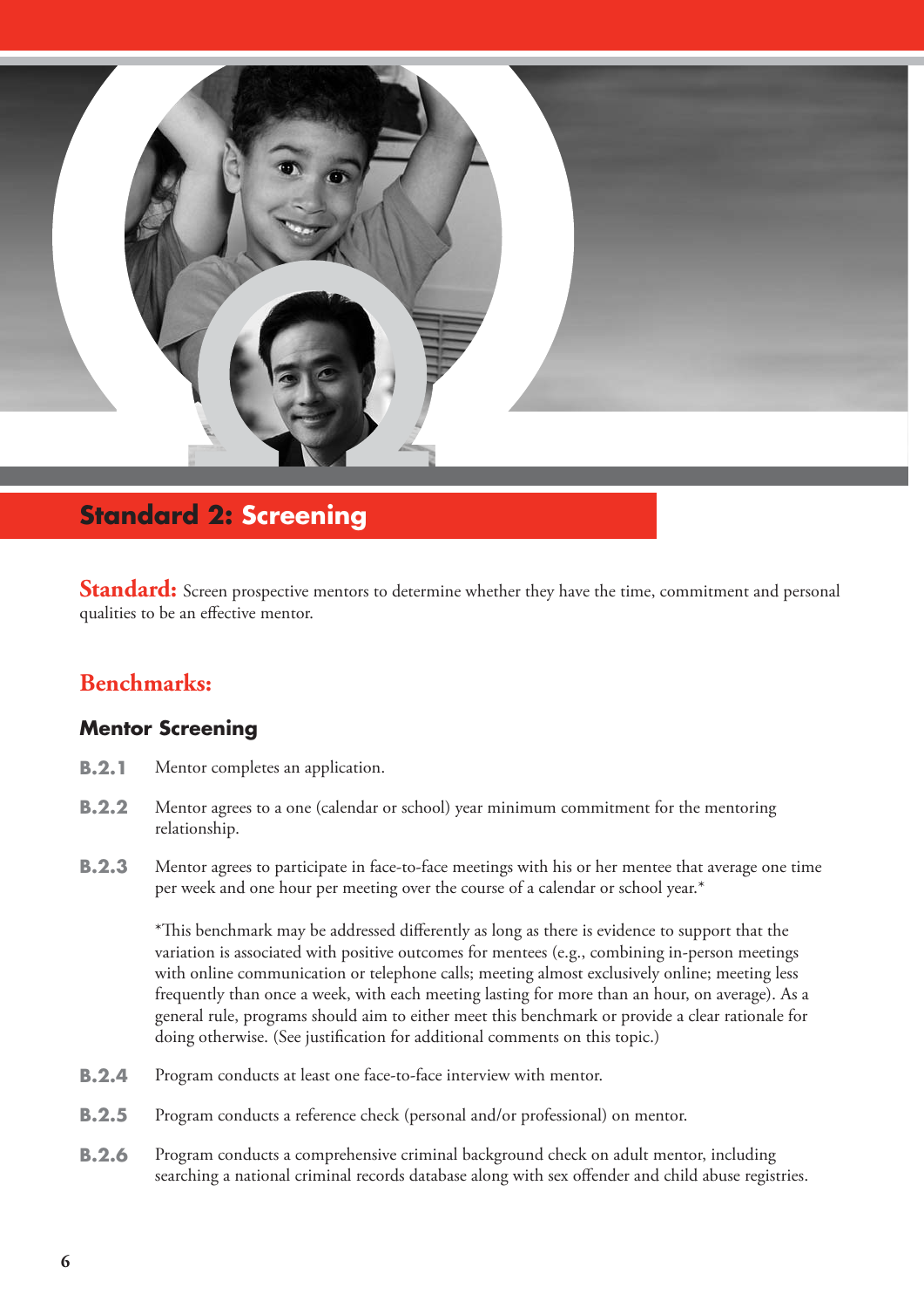## Standard 2: Screening

**Standard:** Screen prospective mentors to determine whether they have the time, commitment and personal qualities to be an effective mentor.

### Benchmarks:

#### Mentor Screening

**B.2.1** Mentor completes an application.

**B.2.2** Mentor agrees to a one (calendar or school) year minimum commitment for the mentoring relationship.

**B.2.3** Mentor agrees to participate in face-to-face meetings with his or her mentee that average one time per week and one hour per meeting over the course of a calendar or school year.*

*This benchmark may be addressed differently as long as there is evidence to support that the variation is associated with positive outcomes for mentees (e.g., combining in-person meetings with online communication or telephone calls; meeting almost exclusively online; meeting less frequently than once a week, with each meeting lasting for more than an hour, on average). As a general rule, programs should aim to either meet this benchmark or provide a clear rationale for doing otherwise. (See justification for additional comments on this topic.)

**B.2.4** Program conducts at least one face-to-face interview with mentor.

**B.2.5** Program conducts a reference check (personal and/or professional) on mentor.

**B.2.6** Program conducts a comprehensive criminal background check on adult mentor, including searching a national criminal records database along with sex offender and child abuse registries.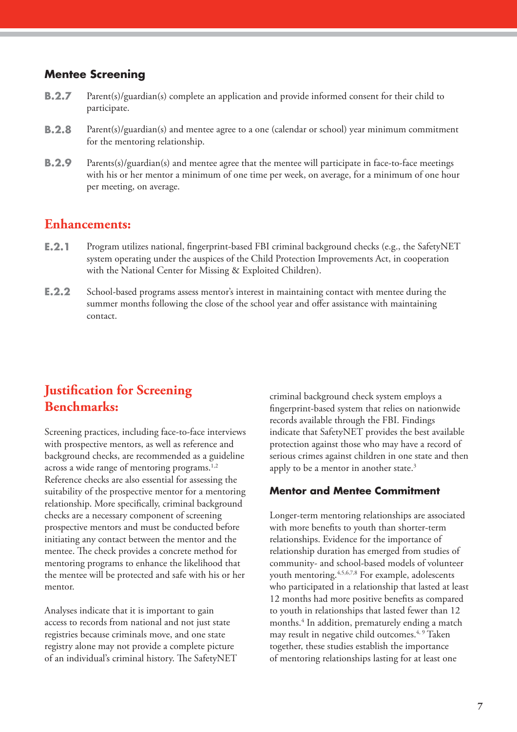### Mentee Screening

**B.2.7** Parent(s)/guardian(s) complete an application and provide informed consent for their child to participate.

**B.2.8** Parent(s)/guardian(s) and mentee agree to a one (calendar or school) year minimum commitment for the mentoring relationship.

**B.2.9** Parents(s)/guardian(s) and mentee agree that the mentee will participate in face-to-face meetings with his or her mentor a minimum of one time per week, on average, for a minimum of one hour per meeting, on average.

## Enhancements:

**E.2.1** Program utilizes national, fingerprint-based FBI criminal background checks (e.g., the SafetyNET system operating under the auspices of the Child Protection Improvements Act, in cooperation with the National Center for Missing & Exploited Children).

**E.2.2** School-based programs assess mentor's interest in maintaining contact with mentee during the summer months following the close of the school year and offer assistance with maintaining contact.

## Justification for Screening Benchmarks:

Screening practices, including face-to-face interviews with prospective mentors, as well as reference and background checks, are recommended as a guideline across a wide range of mentoring programs.[1,2] Reference checks are also essential for assessing the suitability of the prospective mentor for a mentoring relationship. More specifically, criminal background checks are a necessary component of screening prospective mentors and must be conducted before initiating any contact between the mentor and the mentee. The check provides a concrete method for mentoring programs to enhance the likelihood that the mentee will be protected and safe with his or her mentor.

Analyses indicate that it is important to gain access to records from national and not just state registries because criminals move, and one state registry alone may not provide a complete picture of an individual's criminal history. The SafetyNET criminal background check system employs a fingerprint-based system that relies on nationwide records available through the FBI. Findings indicate that SafetyNET provides the best available protection against those who may have a record of serious crimes against children in one state and then apply to be a mentor in another state.[3]

### Mentor and Mentee Commitment

Longer-term mentoring relationships are associated with more benefits to youth than shorter-term relationships. Evidence for the importance of relationship duration has emerged from studies of community- and school-based models of volunteer youth mentoring.[4,5,6,7,8] For example, adolescents who participated in a relationship that lasted at least 12 months had more positive benefits as compared to youth in relationships that lasted fewer than 12 months.[4] In addition, prematurely ending a match may result in negative child outcomes.[4, 9] Taken together, these studies establish the importance of mentoring relationships lasting for at least one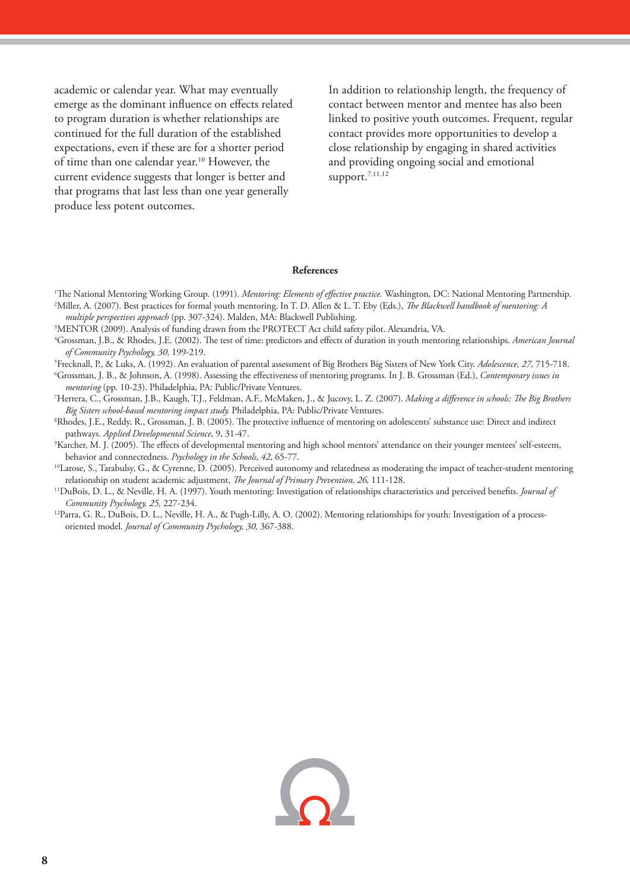academic or calendar year. What may eventually emerge as the dominant influence on effects related to program duration is whether relationships are continued for the full duration of the established expectations, even if these are for a shorter period of time than one calendar year.[10] However, the current evidence suggests that longer is better and that programs that last less than one year generally produce less potent outcomes.

In addition to relationship length, the frequency of contact between mentor and mentee has also been linked to positive youth outcomes. Frequent, regular contact provides more opportunities to develop a close relationship by engaging in shared activities and providing ongoing social and emotional support.[7,11,12]

**References**

[1]The National Mentoring Working Group. (1991). *Mentoring: Elements of effective practice.* Washington, DC: National Mentoring Partnership.

[2]Miller, A. (2007). Best practices for formal youth mentoring. In T. D. Allen & L. T. Eby (Eds.), *The Blackwell handbook of mentoring: A multiple perspectives approach* (pp. 307-324). Malden, MA: Blackwell Publishing.

[3]MENTOR (2009). Analysis of funding drawn from the PROTECT Act child safety pilot. Alexandria, VA.

[4]Grossman, J.B., & Rhodes, J.E. (2002). The test of time: predictors and effects of duration in youth mentoring relationships. *American Journal of Community Psychology, 30,* 199-219.

[5]Frecknall, P., & Luks, A. (1992). An evaluation of parental assessment of Big Brothers Big Sisters of New York City. *Adolescence, 27,* 715-718.

[6]Grossman, J. B., & Johnson, A. (1998). Assessing the effectiveness of mentoring programs. In J. B. Grossman (Ed.), *Contemporary issues in mentoring* (pp. 10-23). Philadelphia, PA: Public/Private Ventures.

[7]Herrera, C., Grossman, J.B., Kaugh, T.J., Feldman, A.F., McMaken, J., & Jucovy, L. Z. (2007). *Making a difference in schools: The Big Brothers Big Sisters school-based mentoring impact study.* Philadelphia, PA: Public/Private Ventures.

[8]Rhodes, J.E., Reddy, R., Grossman, J. B. (2005). The protective influence of mentoring on adolescents' substance use: Direct and indirect pathways. *Applied Developmental Science*, 9, 31-47.

[9]Karcher, M. J. (2005). The effects of developmental mentoring and high school mentors' attendance on their younger mentees' self-esteem, behavior and connectedness. *Psychology in the Schools, 42,* 65-77.

[10]Larose, S., Tarabulsy, G., & Cyrenne, D. (2005). Perceived autonomy and relatedness as moderating the impact of teacher-student mentoring relationship on student academic adjustment, *The Journal of Primary Prevention, 26,* 111-128.

[11]DuBois, D. L., & Neville, H. A. (1997). Youth mentoring: Investigation of relationships characteristics and perceived benefits. *Journal of Community Psychology, 25,* 227-234.

[12]Parra, G. R., DuBois, D. L., Neville, H. A., & Pugh-Lilly, A. O. (2002). Mentoring relationships for youth: Investigation of a process-oriented model. *Journal of Community Psychology, 30,* 367-388.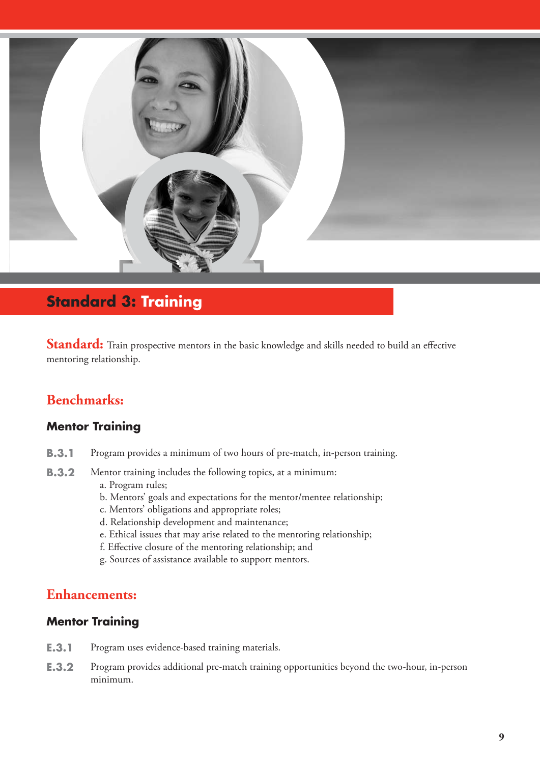## Standard 3: Training

**Standard:** Train prospective mentors in the basic knowledge and skills needed to build an effective mentoring relationship.

### Benchmarks:

#### Mentor Training

**B.3.1** Program provides a minimum of two hours of pre-match, in-person training.

**B.3.2** Mentor training includes the following topics, at a minimum:

a. Program rules;
b. Mentors' goals and expectations for the mentor/mentee relationship;
c. Mentors' obligations and appropriate roles;
d. Relationship development and maintenance;
e. Ethical issues that may arise related to the mentoring relationship;
f. Effective closure of the mentoring relationship; and
g. Sources of assistance available to support mentors.

### Enhancements:

#### Mentor Training

**E.3.1** Program uses evidence-based training materials.

**E.3.2** Program provides additional pre-match training opportunities beyond the two-hour, in-person minimum.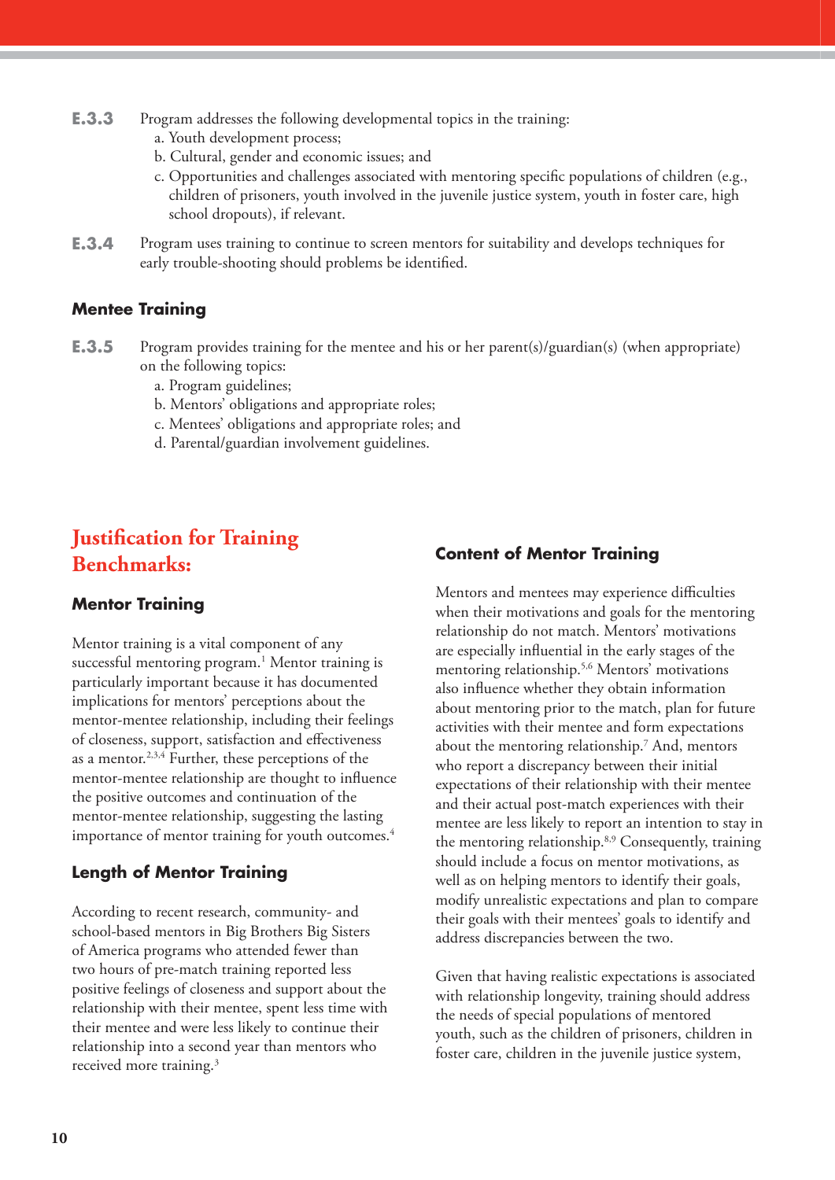**E.3.3** Program addresses the following developmental topics in the training:

a. Youth development process;
b. Cultural, gender and economic issues; and
c. Opportunities and challenges associated with mentoring specific populations of children (e.g., children of prisoners, youth involved in the juvenile justice system, youth in foster care, high school dropouts), if relevant.

**E.3.4** Program uses training to continue to screen mentors for suitability and develops techniques for early trouble-shooting should problems be identified.

### Mentee Training

**E.3.5** Program provides training for the mentee and his or her parent(s)/guardian(s) (when appropriate) on the following topics:

a. Program guidelines;
b. Mentors' obligations and appropriate roles;
c. Mentees' obligations and appropriate roles; and
d. Parental/guardian involvement guidelines.

## Justification for Training Benchmarks:

### Mentor Training

Mentor training is a vital component of any successful mentoring program.[1] Mentor training is particularly important because it has documented implications for mentors' perceptions about the mentor-mentee relationship, including their feelings of closeness, support, satisfaction and effectiveness as a mentor.[2,3,4] Further, these perceptions of the mentor-mentee relationship are thought to influence the positive outcomes and continuation of the mentor-mentee relationship, suggesting the lasting importance of mentor training for youth outcomes.[4]

### Length of Mentor Training

According to recent research, community- and school-based mentors in Big Brothers Big Sisters of America programs who attended fewer than two hours of pre-match training reported less positive feelings of closeness and support about the relationship with their mentee, spent less time with their mentee and were less likely to continue their relationship into a second year than mentors who received more training.[3]

### Content of Mentor Training

Mentors and mentees may experience difficulties when their motivations and goals for the mentoring relationship do not match. Mentors' motivations are especially influential in the early stages of the mentoring relationship.[5,6] Mentors' motivations also influence whether they obtain information about mentoring prior to the match, plan for future activities with their mentee and form expectations about the mentoring relationship.[7] And, mentors who report a discrepancy between their initial expectations of their relationship with their mentee and their actual post-match experiences with their mentee are less likely to report an intention to stay in the mentoring relationship.[8,9] Consequently, training should include a focus on mentor motivations, as well as on helping mentors to identify their goals, modify unrealistic expectations and plan to compare their goals with their mentees' goals to identify and address discrepancies between the two.

Given that having realistic expectations is associated with relationship longevity, training should address the needs of special populations of mentored youth, such as the children of prisoners, children in foster care, children in the juvenile justice system,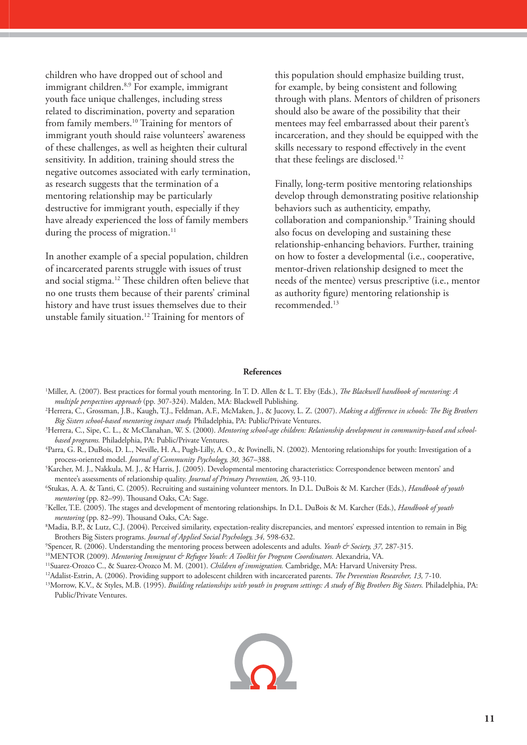children who have dropped out of school and immigrant children.[8,9] For example, immigrant youth face unique challenges, including stress related to discrimination, poverty and separation from family members.[10] Training for mentors of immigrant youth should raise volunteers' awareness of these challenges, as well as heighten their cultural sensitivity. In addition, training should stress the negative outcomes associated with early termination, as research suggests that the termination of a mentoring relationship may be particularly destructive for immigrant youth, especially if they have already experienced the loss of family members during the process of migration.[11]

In another example of a special population, children of incarcerated parents struggle with issues of trust and social stigma.[12] These children often believe that no one trusts them because of their parents' criminal history and have trust issues themselves due to their unstable family situation.[12] Training for mentors of this population should emphasize building trust, for example, by being consistent and following through with plans. Mentors of children of prisoners should also be aware of the possibility that their mentees may feel embarrassed about their parent's incarceration, and they should be equipped with the skills necessary to respond effectively in the event that these feelings are disclosed.[12]

Finally, long-term positive mentoring relationships develop through demonstrating positive relationship behaviors such as authenticity, empathy, collaboration and companionship.[9] Training should also focus on developing and sustaining these relationship-enhancing behaviors. Further, training on how to foster a developmental (i.e., cooperative, mentor-driven relationship designed to meet the needs of the mentee) versus prescriptive (i.e., mentor as authority figure) mentoring relationship is recommended.[13]

**References**

[1]Miller, A. (2007). Best practices for formal youth mentoring. In T. D. Allen & L. T. Eby (Eds.), *The Blackwell handbook of mentoring: A multiple perspectives approach* (pp. 307-324). Malden, MA: Blackwell Publishing.

[2]Herrera, C., Grossman, J.B., Kaugh, T.J., Feldman, A.F., McMaken, J., & Jucovy, L. Z. (2007). *Making a difference in schools: The Big Brothers Big Sisters school-based mentoring impact study.* Philadelphia, PA: Public/Private Ventures.

[3]Herrera, C., Sipe, C. L., & McClanahan, W. S. (2000). *Mentoring school-age children: Relationship development in community-based and school-based programs.* Philadelphia, PA: Public/Private Ventures.

[4]Parra, G. R., DuBois, D. L., Neville, H. A., Pugh-Lilly, A. O., & Povinelli, N. (2002). Mentoring relationships for youth: Investigation of a process-oriented model. *Journal of Community Psychology, 30,* 367–388.

[5]Karcher, M. J., Nakkula, M. J., & Harris, J. (2005). Developmental mentoring characteristics: Correspondence between mentors' and mentee's assessments of relationship quality. *Journal of Primary Prevention, 26,* 93-110.

[6]Stukas, A. A. & Tanti, C. (2005). Recruiting and sustaining volunteer mentors. In D.L. DuBois & M. Karcher (Eds.), *Handbook of youth mentoring* (pp. 82–99). Thousand Oaks, CA: Sage.

[7]Keller, T.E. (2005). The stages and development of mentoring relationships. In D.L. DuBois & M. Karcher (Eds.), *Handbook of youth mentoring* (pp. 82–99). Thousand Oaks, CA: Sage.

[8]Madia, B.P., & Lutz, C.J. (2004). Perceived similarity, expectation-reality discrepancies, and mentors' expressed intention to remain in Big Brothers Big Sisters programs. *Journal of Applied Social Psychology, 34,* 598-632.

[9]Spencer, R. (2006). Understanding the mentoring process between adolescents and adults. *Youth & Society, 37,* 287-315.

[10]MENTOR (2009). *Mentoring Immigrant & Refugee Youth: A Toolkit for Program Coordinators.* Alexandria, VA.

[11]Suarez-Orozco C., & Suarez-Orozco M. M. (2001). *Children of immigration.* Cambridge, MA: Harvard University Press.

[12]Adalist-Estrin, A. (2006). Providing support to adolescent children with incarcerated parents. *The Prevention Researcher, 13,* 7-10.

[13]Morrow, K.V., & Styles, M.B. (1995). *Building relationships with youth in program settings: A study of Big Brothers Big Sisters.* Philadelphia, PA: Public/Private Ventures.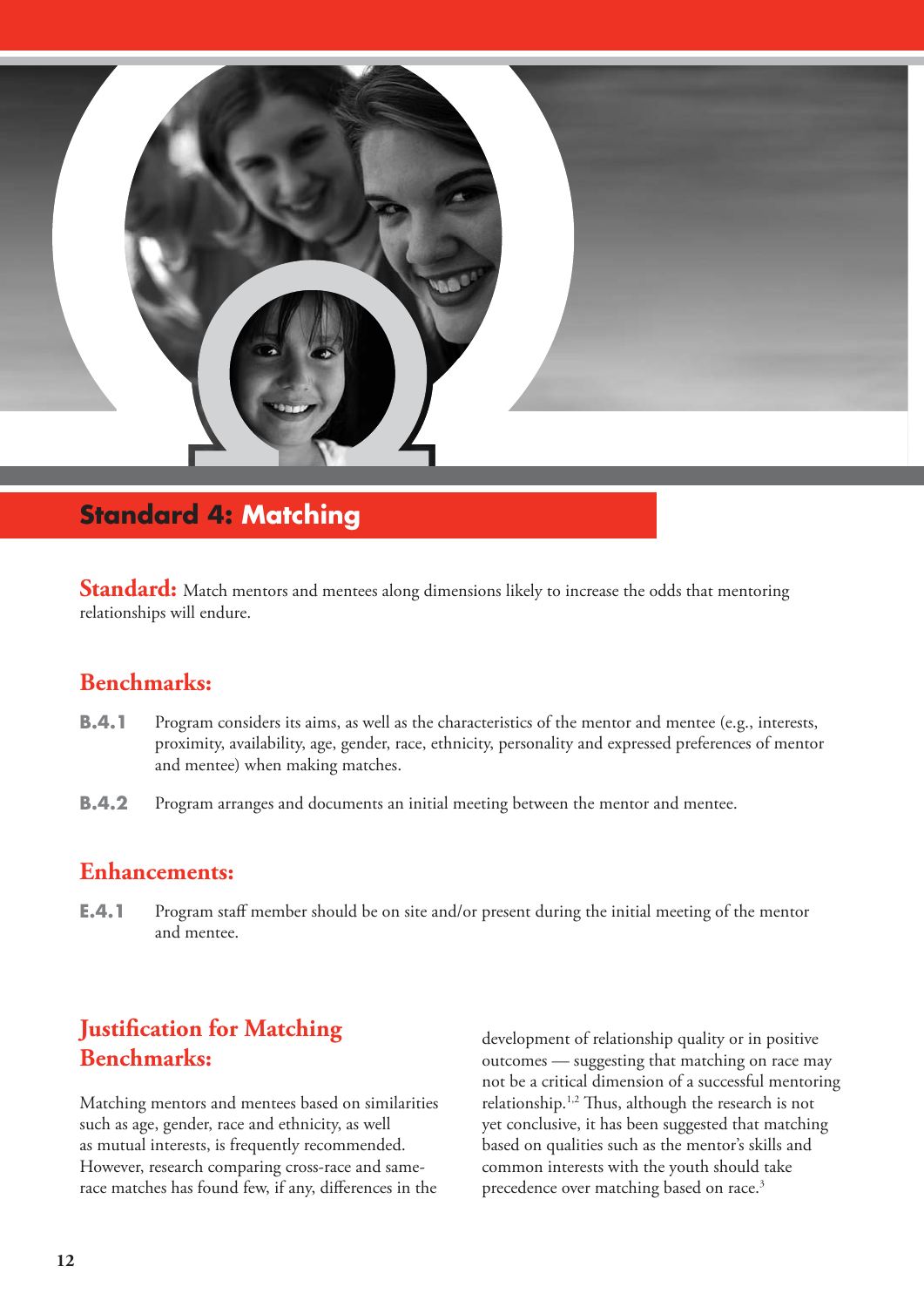# Standard 4: Matching

**Standard:** Match mentors and mentees along dimensions likely to increase the odds that mentoring relationships will endure.

## Benchmarks:

**B.4.1** Program considers its aims, as well as the characteristics of the mentor and mentee (e.g., interests, proximity, availability, age, gender, race, ethnicity, personality and expressed preferences of mentor and mentee) when making matches.

**B.4.2** Program arranges and documents an initial meeting between the mentor and mentee.

## Enhancements:

**E.4.1** Program staff member should be on site and/or present during the initial meeting of the mentor and mentee.

## Justification for Matching Benchmarks:

Matching mentors and mentees based on similarities such as age, gender, race and ethnicity, as well as mutual interests, is frequently recommended. However, research comparing cross-race and same-race matches has found few, if any, differences in the development of relationship quality or in positive outcomes — suggesting that matching on race may not be a critical dimension of a successful mentoring relationship.[1,2] Thus, although the research is not yet conclusive, it has been suggested that matching based on qualities such as the mentor's skills and common interests with the youth should take precedence over matching based on race.[3]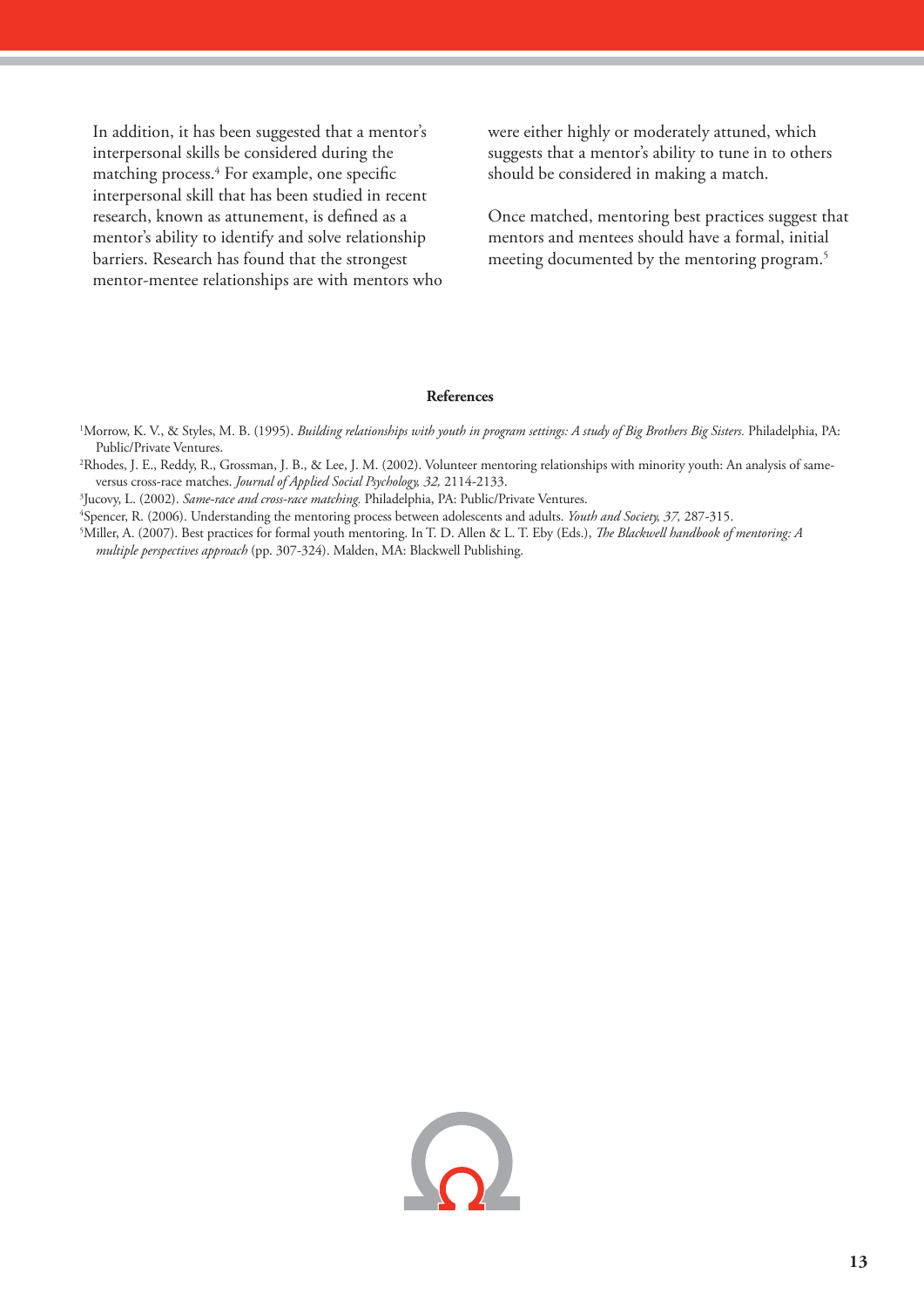In addition, it has been suggested that a mentor's interpersonal skills be considered during the matching process.[4] For example, one specific interpersonal skill that has been studied in recent research, known as attunement, is defined as a mentor's ability to identify and solve relationship barriers. Research has found that the strongest mentor-mentee relationships are with mentors who were either highly or moderately attuned, which suggests that a mentor's ability to tune in to others should be considered in making a match.

Once matched, mentoring best practices suggest that mentors and mentees should have a formal, initial meeting documented by the mentoring program.[5]

**References**

[1]Morrow, K. V., & Styles, M. B. (1995). *Building relationships with youth in program settings: A study of Big Brothers Big Sisters.* Philadelphia, PA: Public/Private Ventures.

[2]Rhodes, J. E., Reddy, R., Grossman, J. B., & Lee, J. M. (2002). Volunteer mentoring relationships with minority youth: An analysis of same- versus cross-race matches. *Journal of Applied Social Psychology, 32,* 2114-2133.

[3]Jucovy, L. (2002). *Same-race and cross-race matching.* Philadelphia, PA: Public/Private Ventures.

[4]Spencer, R. (2006). Understanding the mentoring process between adolescents and adults. *Youth and Society, 37,* 287-315.

[5]Miller, A. (2007). Best practices for formal youth mentoring. In T. D. Allen & L. T. Eby (Eds.), *The Blackwell handbook of mentoring: A multiple perspectives approach* (pp. 307-324). Malden, MA: Blackwell Publishing.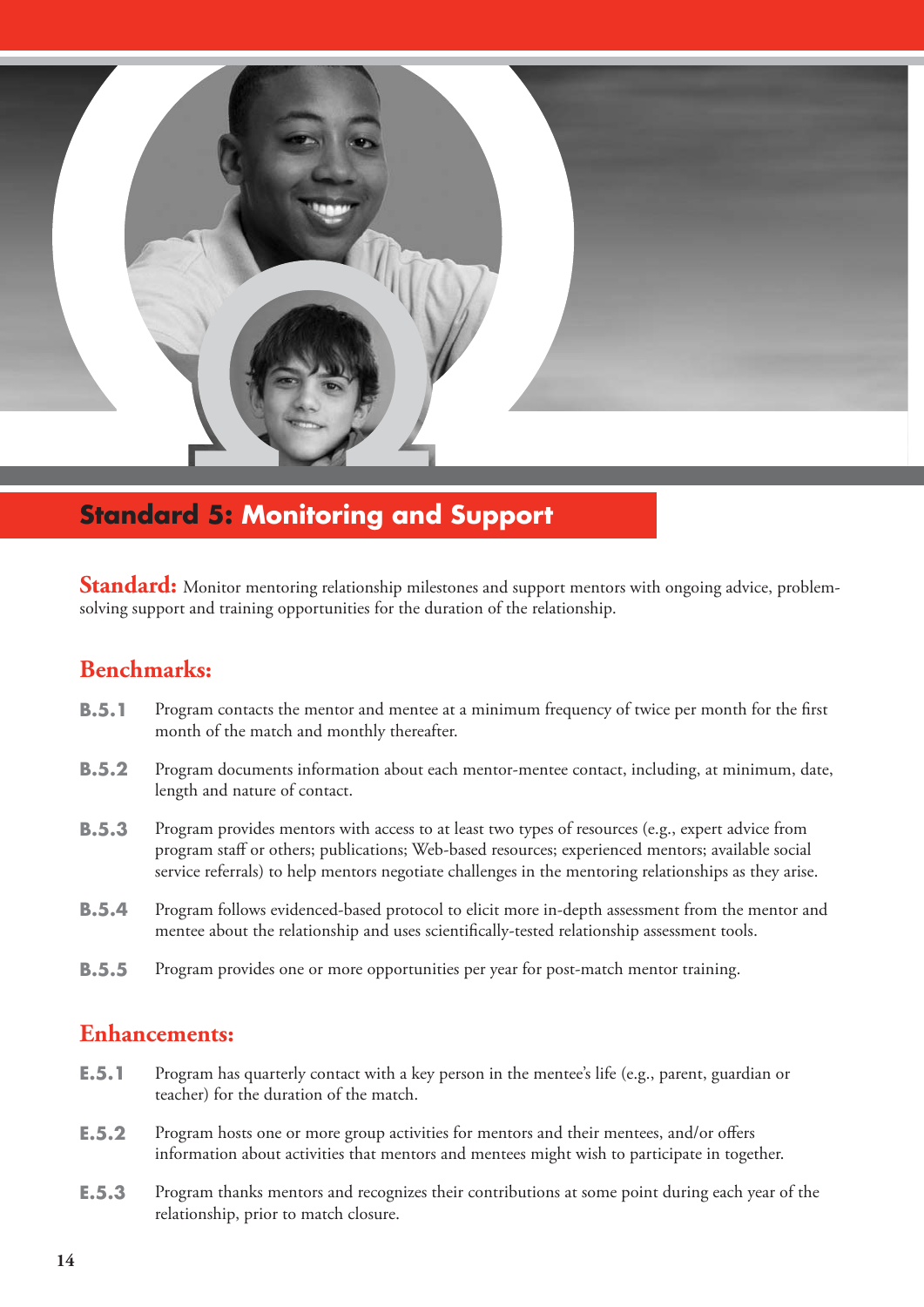## Standard 5: Monitoring and Support

**Standard:** Monitor mentoring relationship milestones and support mentors with ongoing advice, problem-solving support and training opportunities for the duration of the relationship.

### Benchmarks:

**B.5.1** Program contacts the mentor and mentee at a minimum frequency of twice per month for the first month of the match and monthly thereafter.

**B.5.2** Program documents information about each mentor-mentee contact, including, at minimum, date, length and nature of contact.

**B.5.3** Program provides mentors with access to at least two types of resources (e.g., expert advice from program staff or others; publications; Web-based resources; experienced mentors; available social service referrals) to help mentors negotiate challenges in the mentoring relationships as they arise.

**B.5.4** Program follows evidenced-based protocol to elicit more in-depth assessment from the mentor and mentee about the relationship and uses scientifically-tested relationship assessment tools.

**B.5.5** Program provides one or more opportunities per year for post-match mentor training.

### Enhancements:

**E.5.1** Program has quarterly contact with a key person in the mentee's life (e.g., parent, guardian or teacher) for the duration of the match.

**E.5.2** Program hosts one or more group activities for mentors and their mentees, and/or offers information about activities that mentors and mentees might wish to participate in together.

**E.5.3** Program thanks mentors and recognizes their contributions at some point during each year of the relationship, prior to match closure.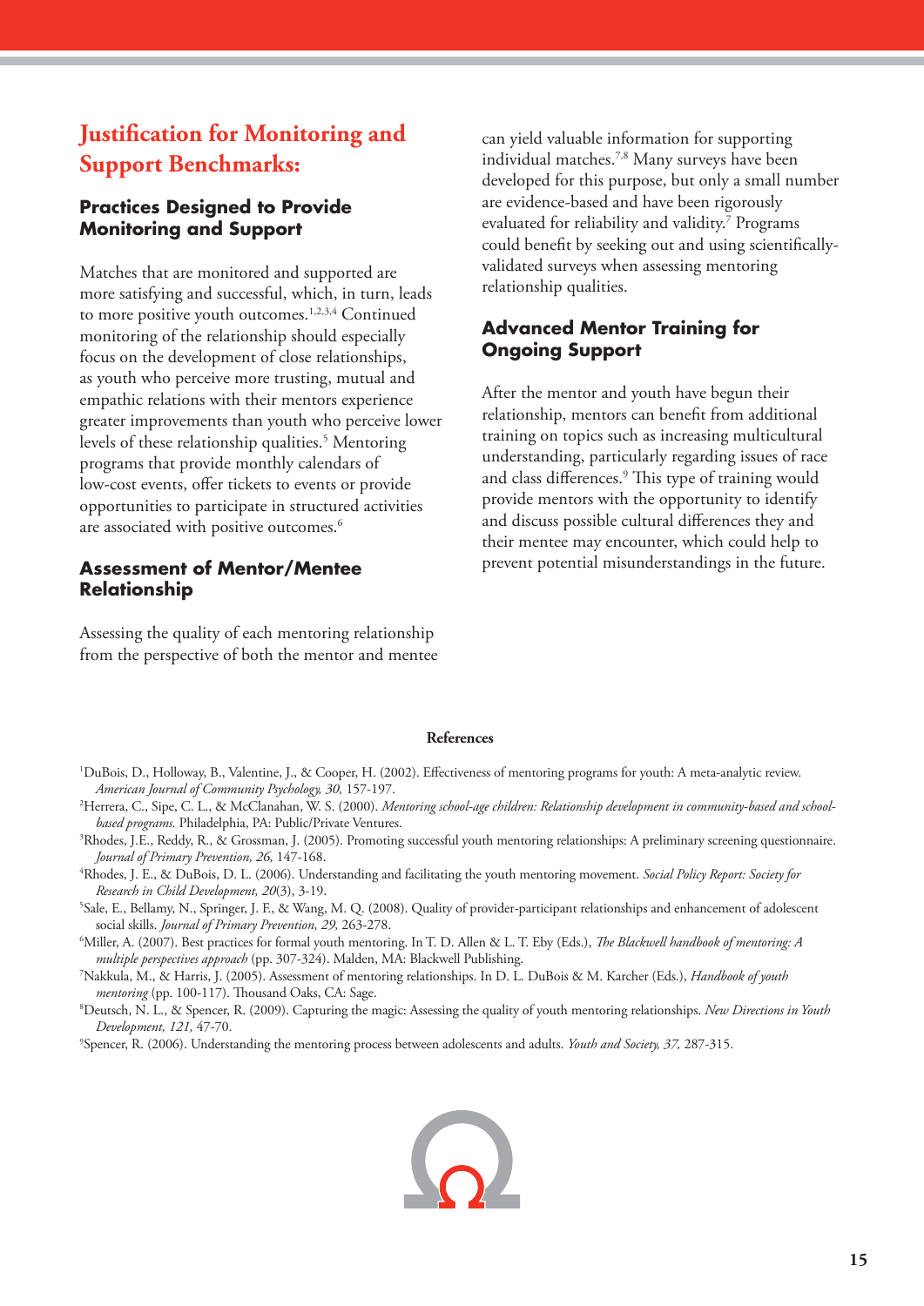## Justification for Monitoring and Support Benchmarks:

### Practices Designed to Provide Monitoring and Support

Matches that are monitored and supported are more satisfying and successful, which, in turn, leads to more positive youth outcomes.[1,2,3,4] Continued monitoring of the relationship should especially focus on the development of close relationships, as youth who perceive more trusting, mutual and empathic relations with their mentors experience greater improvements than youth who perceive lower levels of these relationship qualities.[5] Mentoring programs that provide monthly calendars of low-cost events, offer tickets to events or provide opportunities to participate in structured activities are associated with positive outcomes.[6]

### Assessment of Mentor/Mentee Relationship

Assessing the quality of each mentoring relationship from the perspective of both the mentor and mentee can yield valuable information for supporting individual matches.[7,8] Many surveys have been developed for this purpose, but only a small number are evidence-based and have been rigorously evaluated for reliability and validity.[7] Programs could benefit by seeking out and using scientifically-validated surveys when assessing mentoring relationship qualities.

### Advanced Mentor Training for Ongoing Support

After the mentor and youth have begun their relationship, mentors can benefit from additional training on topics such as increasing multicultural understanding, particularly regarding issues of race and class differences.[9] This type of training would provide mentors with the opportunity to identify and discuss possible cultural differences they and their mentee may encounter, which could help to prevent potential misunderstandings in the future.

**References**

[1]DuBois, D., Holloway, B., Valentine, J., & Cooper, H. (2002). Effectiveness of mentoring programs for youth: A meta-analytic review. *American Journal of Community Psychology, 30,* 157-197.

[2]Herrera, C., Sipe, C. L., & McClanahan, W. S. (2000). *Mentoring school-age children: Relationship development in community-based and school-based programs.* Philadelphia, PA: Public/Private Ventures.

[3]Rhodes, J.E., Reddy, R., & Grossman, J. (2005). Promoting successful youth mentoring relationships: A preliminary screening questionnaire. *Journal of Primary Prevention, 26,* 147-168.

[4]Rhodes, J. E., & DuBois, D. L. (2006). Understanding and facilitating the youth mentoring movement. *Social Policy Report: Society for Research in Child Development, 20*(3), 3-19.

[5]Sale, E., Bellamy, N., Springer, J. F., & Wang, M. Q. (2008). Quality of provider-participant relationships and enhancement of adolescent social skills. *Journal of Primary Prevention, 29,* 263-278.

[6]Miller, A. (2007). Best practices for formal youth mentoring. In T. D. Allen & L. T. Eby (Eds.), *The Blackwell handbook of mentoring: A multiple perspectives approach* (pp. 307-324). Malden, MA: Blackwell Publishing.

[7]Nakkula, M., & Harris, J. (2005). Assessment of mentoring relationships. In D. L. DuBois & M. Karcher (Eds.), *Handbook of youth mentoring* (pp. 100-117). Thousand Oaks, CA: Sage.

[8]Deutsch, N. L., & Spencer, R. (2009). Capturing the magic: Assessing the quality of youth mentoring relationships. *New Directions in Youth Development, 121,* 47-70.

[9]Spencer, R. (2006). Understanding the mentoring process between adolescents and adults. *Youth and Society, 37,* 287-315.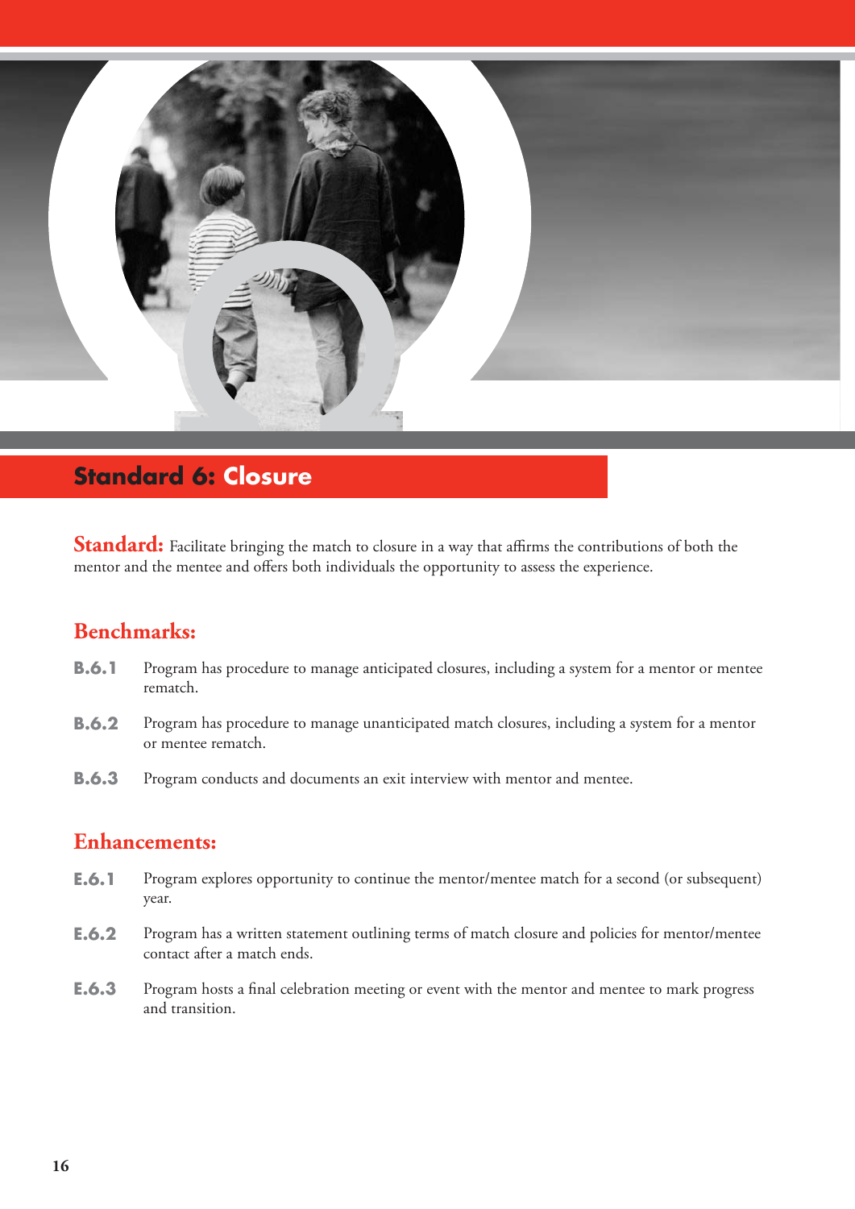## Standard 6: Closure

**Standard:** Facilitate bringing the match to closure in a way that affirms the contributions of both the mentor and the mentee and offers both individuals the opportunity to assess the experience.

### Benchmarks:

**B.6.1** Program has procedure to manage anticipated closures, including a system for a mentor or mentee rematch.

**B.6.2** Program has procedure to manage unanticipated match closures, including a system for a mentor or mentee rematch.

**B.6.3** Program conducts and documents an exit interview with mentor and mentee.

### Enhancements:

**E.6.1** Program explores opportunity to continue the mentor/mentee match for a second (or subsequent) year.

**E.6.2** Program has a written statement outlining terms of match closure and policies for mentor/mentee contact after a match ends.

**E.6.3** Program hosts a final celebration meeting or event with the mentor and mentee to mark progress and transition.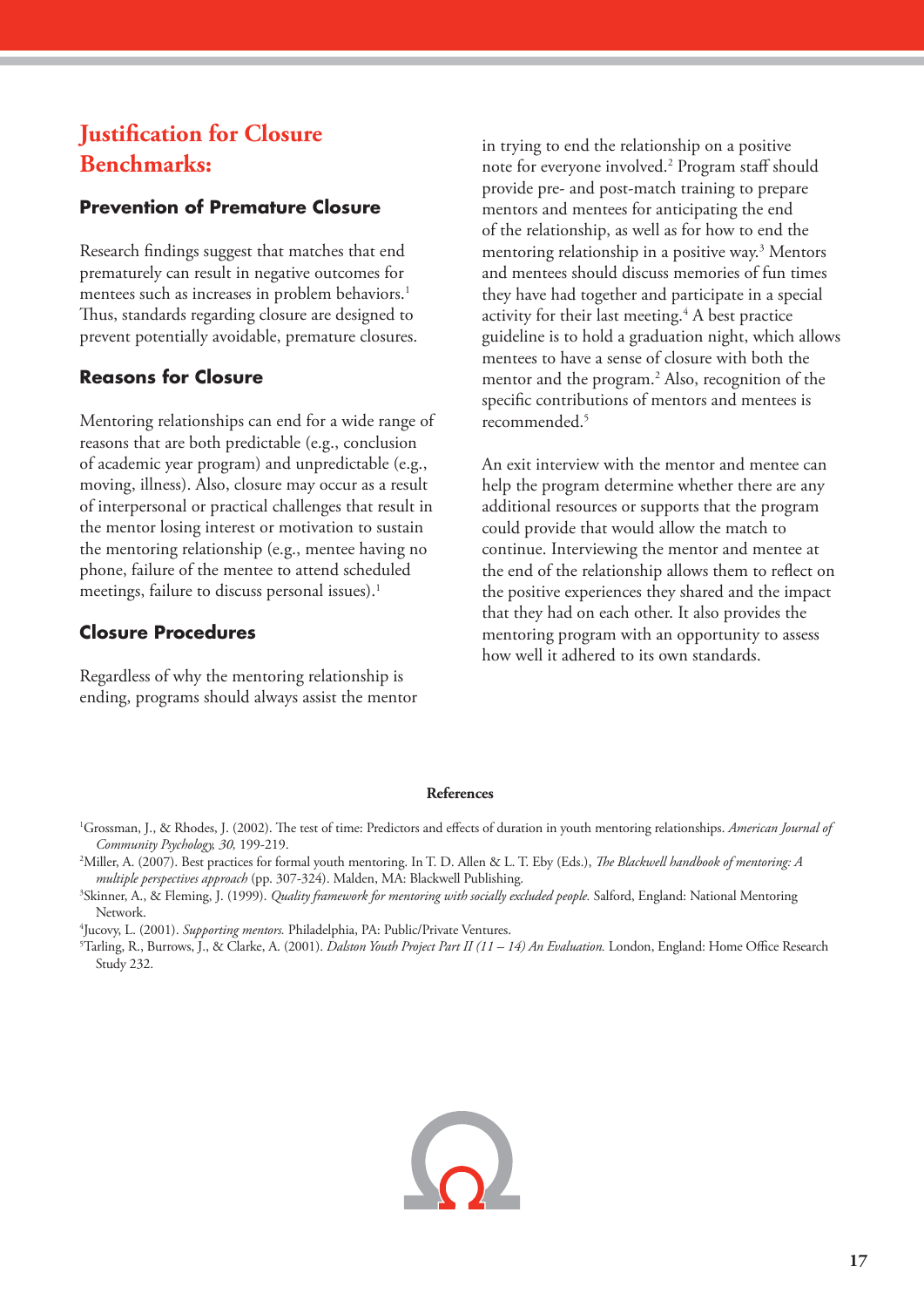# Justification for Closure Benchmarks:

### Prevention of Premature Closure

Research findings suggest that matches that end prematurely can result in negative outcomes for mentees such as increases in problem behaviors.[1] Thus, standards regarding closure are designed to prevent potentially avoidable, premature closures.

### Reasons for Closure

Mentoring relationships can end for a wide range of reasons that are both predictable (e.g., conclusion of academic year program) and unpredictable (e.g., moving, illness). Also, closure may occur as a result of interpersonal or practical challenges that result in the mentor losing interest or motivation to sustain the mentoring relationship (e.g., mentee having no phone, failure of the mentee to attend scheduled meetings, failure to discuss personal issues).[1]

### Closure Procedures

Regardless of why the mentoring relationship is ending, programs should always assist the mentor in trying to end the relationship on a positive note for everyone involved.[2] Program staff should provide pre- and post-match training to prepare mentors and mentees for anticipating the end of the relationship, as well as for how to end the mentoring relationship in a positive way.[3] Mentors and mentees should discuss memories of fun times they have had together and participate in a special activity for their last meeting.[4] A best practice guideline is to hold a graduation night, which allows mentees to have a sense of closure with both the mentor and the program.[2] Also, recognition of the specific contributions of mentors and mentees is recommended.[5]

An exit interview with the mentor and mentee can help the program determine whether there are any additional resources or supports that the program could provide that would allow the match to continue. Interviewing the mentor and mentee at the end of the relationship allows them to reflect on the positive experiences they shared and the impact that they had on each other. It also provides the mentoring program with an opportunity to assess how well it adhered to its own standards.

**References**

[1] Grossman, J., & Rhodes, J. (2002). The test of time: Predictors and effects of duration in youth mentoring relationships. *American Journal of Community Psychology, 30,* 199-219.

[2] Miller, A. (2007). Best practices for formal youth mentoring. In T. D. Allen & L. T. Eby (Eds.), *The Blackwell handbook of mentoring: A multiple perspectives approach* (pp. 307-324). Malden, MA: Blackwell Publishing.

[3] Skinner, A., & Fleming, J. (1999). *Quality framework for mentoring with socially excluded people.* Salford, England: National Mentoring Network.

[4] Jucovy, L. (2001). *Supporting mentors.* Philadelphia, PA: Public/Private Ventures.

[5] Tarling, R., Burrows, J., & Clarke, A. (2001). *Dalston Youth Project Part II (11 – 14) An Evaluation.* London, England: Home Office Research Study 232.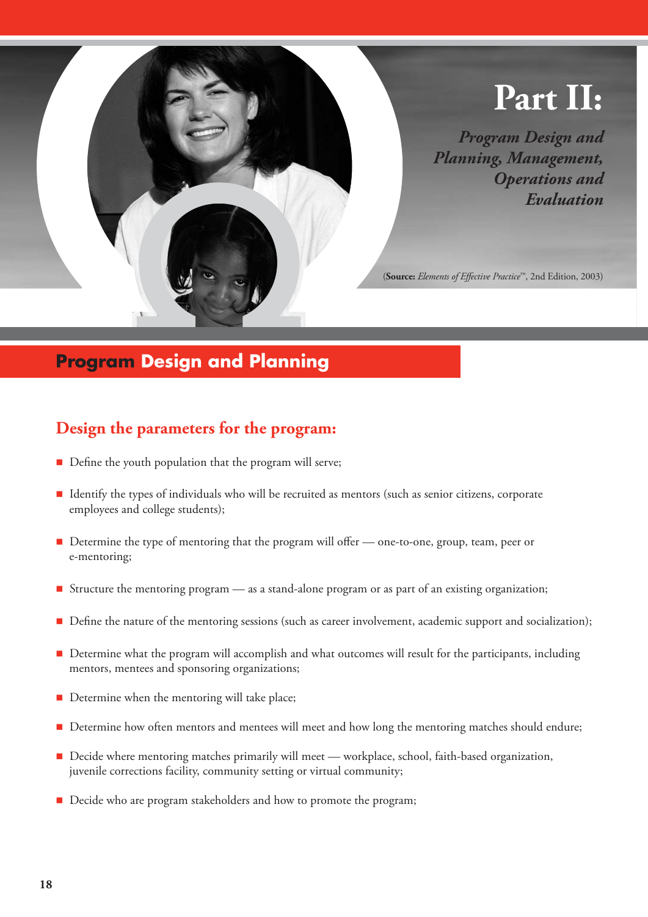# Part II:

*Program Design and Planning, Management, Operations and Evaluation*

(**Source:** *Elements of Effective Practice*™, 2nd Edition, 2003)

## Program Design and Planning

### Design the parameters for the program:

- Define the youth population that the program will serve;
- Identify the types of individuals who will be recruited as mentors (such as senior citizens, corporate employees and college students);
- Determine the type of mentoring that the program will offer — one-to-one, group, team, peer or e-mentoring;
- Structure the mentoring program — as a stand-alone program or as part of an existing organization;
- Define the nature of the mentoring sessions (such as career involvement, academic support and socialization);
- Determine what the program will accomplish and what outcomes will result for the participants, including mentors, mentees and sponsoring organizations;
- Determine when the mentoring will take place;
- Determine how often mentors and mentees will meet and how long the mentoring matches should endure;
- Decide where mentoring matches primarily will meet — workplace, school, faith-based organization, juvenile corrections facility, community setting or virtual community;
- Decide who are program stakeholders and how to promote the program;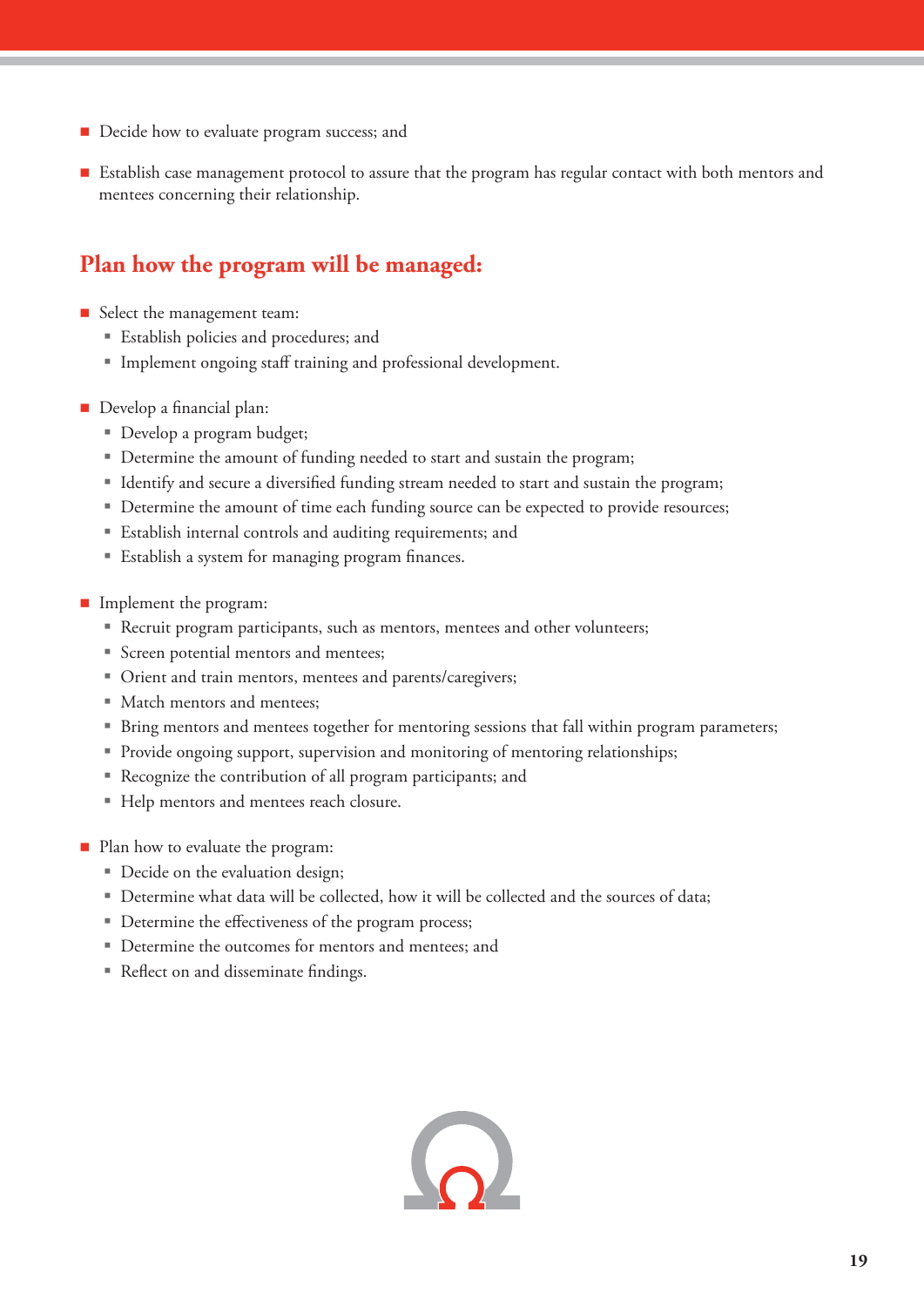- Decide how to evaluate program success; and
- Establish case management protocol to assure that the program has regular contact with both mentors and mentees concerning their relationship.

## Plan how the program will be managed:

- Select the management team:
  - Establish policies and procedures; and
  - Implement ongoing staff training and professional development.

- Develop a financial plan:
  - Develop a program budget;
  - Determine the amount of funding needed to start and sustain the program;
  - Identify and secure a diversified funding stream needed to start and sustain the program;
  - Determine the amount of time each funding source can be expected to provide resources;
  - Establish internal controls and auditing requirements; and
  - Establish a system for managing program finances.

- Implement the program:
  - Recruit program participants, such as mentors, mentees and other volunteers;
  - Screen potential mentors and mentees;
  - Orient and train mentors, mentees and parents/caregivers;
  - Match mentors and mentees;
  - Bring mentors and mentees together for mentoring sessions that fall within program parameters;
  - Provide ongoing support, supervision and monitoring of mentoring relationships;
  - Recognize the contribution of all program participants; and
  - Help mentors and mentees reach closure.

- Plan how to evaluate the program:
  - Decide on the evaluation design;
  - Determine what data will be collected, how it will be collected and the sources of data;
  - Determine the effectiveness of the program process;
  - Determine the outcomes for mentors and mentees; and
  - Reflect on and disseminate findings.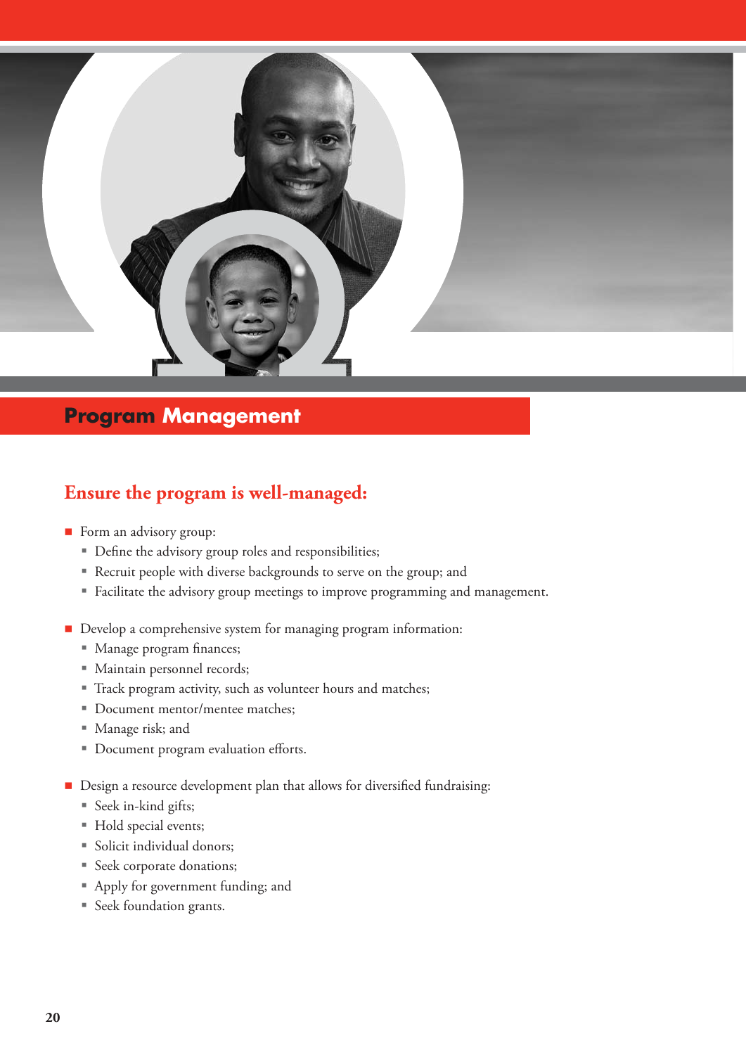# Program Management

## Ensure the program is well-managed:

- Form an advisory group:
  - Define the advisory group roles and responsibilities;
  - Recruit people with diverse backgrounds to serve on the group; and
  - Facilitate the advisory group meetings to improve programming and management.

- Develop a comprehensive system for managing program information:
  - Manage program finances;
  - Maintain personnel records;
  - Track program activity, such as volunteer hours and matches;
  - Document mentor/mentee matches;
  - Manage risk; and
  - Document program evaluation efforts.

- Design a resource development plan that allows for diversified fundraising:
  - Seek in-kind gifts;
  - Hold special events;
  - Solicit individual donors;
  - Seek corporate donations;
  - Apply for government funding; and
  - Seek foundation grants.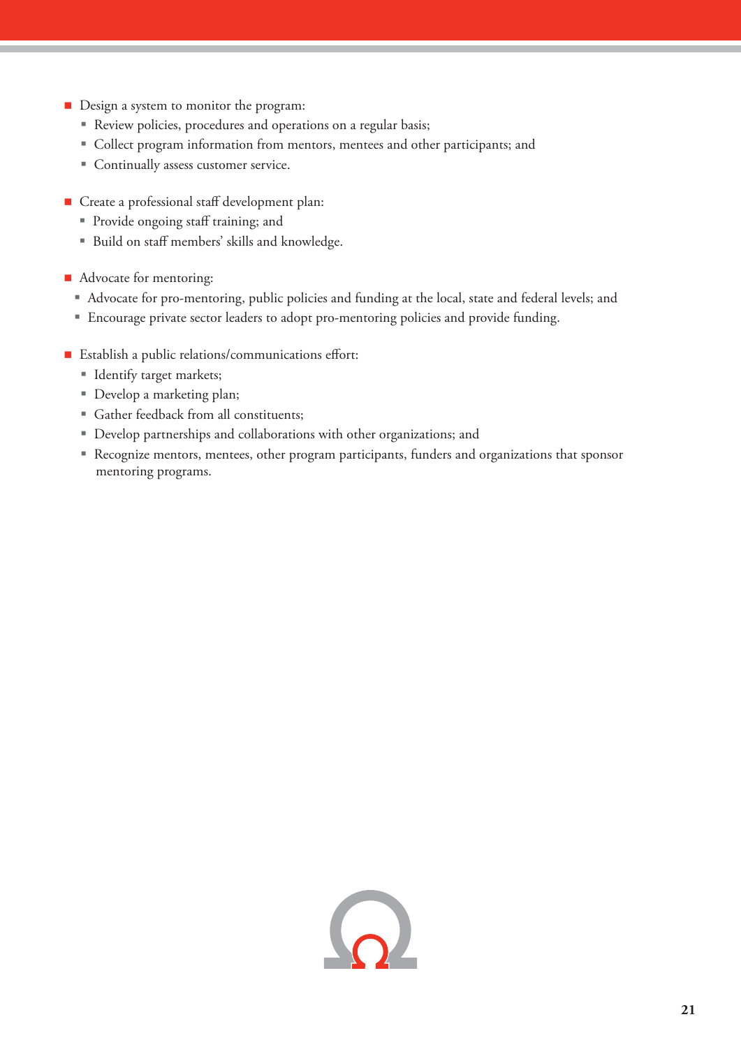- Design a system to monitor the program:
  - Review policies, procedures and operations on a regular basis;
  - Collect program information from mentors, mentees and other participants; and
  - Continually assess customer service.

- Create a professional staff development plan:
  - Provide ongoing staff training; and
  - Build on staff members' skills and knowledge.

- Advocate for mentoring:
  - Advocate for pro-mentoring, public policies and funding at the local, state and federal levels; and
  - Encourage private sector leaders to adopt pro-mentoring policies and provide funding.

- Establish a public relations/communications effort:
  - Identify target markets;
  - Develop a marketing plan;
  - Gather feedback from all constituents;
  - Develop partnerships and collaborations with other organizations; and
  - Recognize mentors, mentees, other program participants, funders and organizations that sponsor mentoring programs.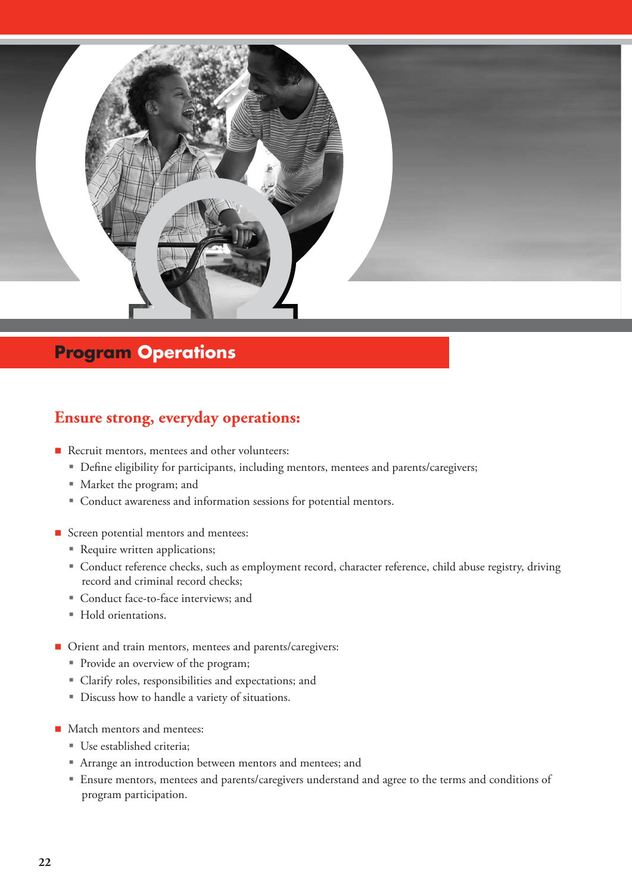# Program Operations

## Ensure strong, everyday operations:

- Recruit mentors, mentees and other volunteers:
  - Define eligibility for participants, including mentors, mentees and parents/caregivers;
  - Market the program; and
  - Conduct awareness and information sessions for potential mentors.
- Screen potential mentors and mentees:
  - Require written applications;
  - Conduct reference checks, such as employment record, character reference, child abuse registry, driving record and criminal record checks;
  - Conduct face-to-face interviews; and
  - Hold orientations.
- Orient and train mentors, mentees and parents/caregivers:
  - Provide an overview of the program;
  - Clarify roles, responsibilities and expectations; and
  - Discuss how to handle a variety of situations.
- Match mentors and mentees:
  - Use established criteria;
  - Arrange an introduction between mentors and mentees; and
  - Ensure mentors, mentees and parents/caregivers understand and agree to the terms and conditions of program participation.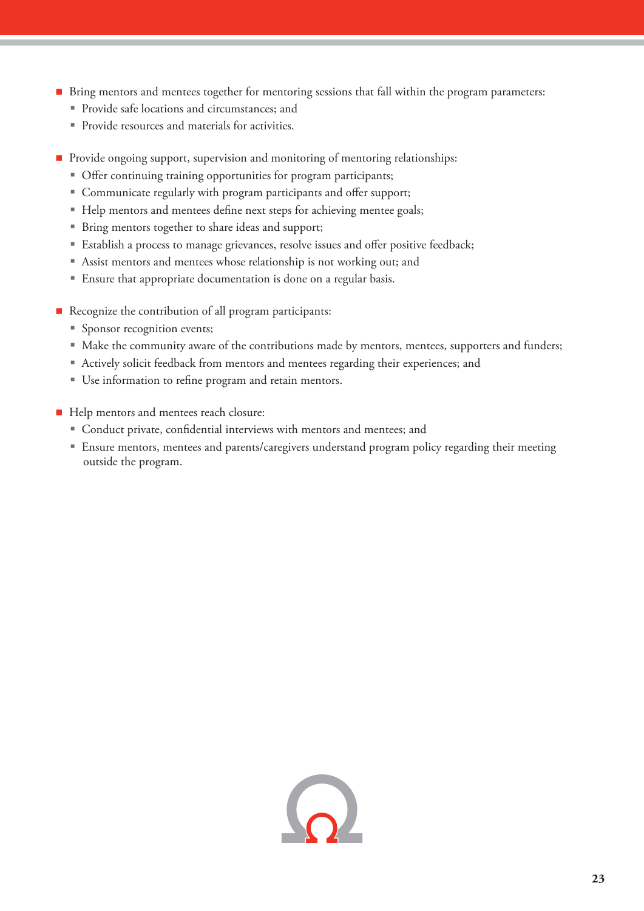- Bring mentors and mentees together for mentoring sessions that fall within the program parameters:
  - Provide safe locations and circumstances; and
  - Provide resources and materials for activities.

- Provide ongoing support, supervision and monitoring of mentoring relationships:
  - Offer continuing training opportunities for program participants;
  - Communicate regularly with program participants and offer support;
  - Help mentors and mentees define next steps for achieving mentee goals;
  - Bring mentors together to share ideas and support;
  - Establish a process to manage grievances, resolve issues and offer positive feedback;
  - Assist mentors and mentees whose relationship is not working out; and
  - Ensure that appropriate documentation is done on a regular basis.

- Recognize the contribution of all program participants:
  - Sponsor recognition events;
  - Make the community aware of the contributions made by mentors, mentees, supporters and funders;
  - Actively solicit feedback from mentors and mentees regarding their experiences; and
  - Use information to refine program and retain mentors.

- Help mentors and mentees reach closure:
  - Conduct private, confidential interviews with mentors and mentees; and
  - Ensure mentors, mentees and parents/caregivers understand program policy regarding their meeting outside the program.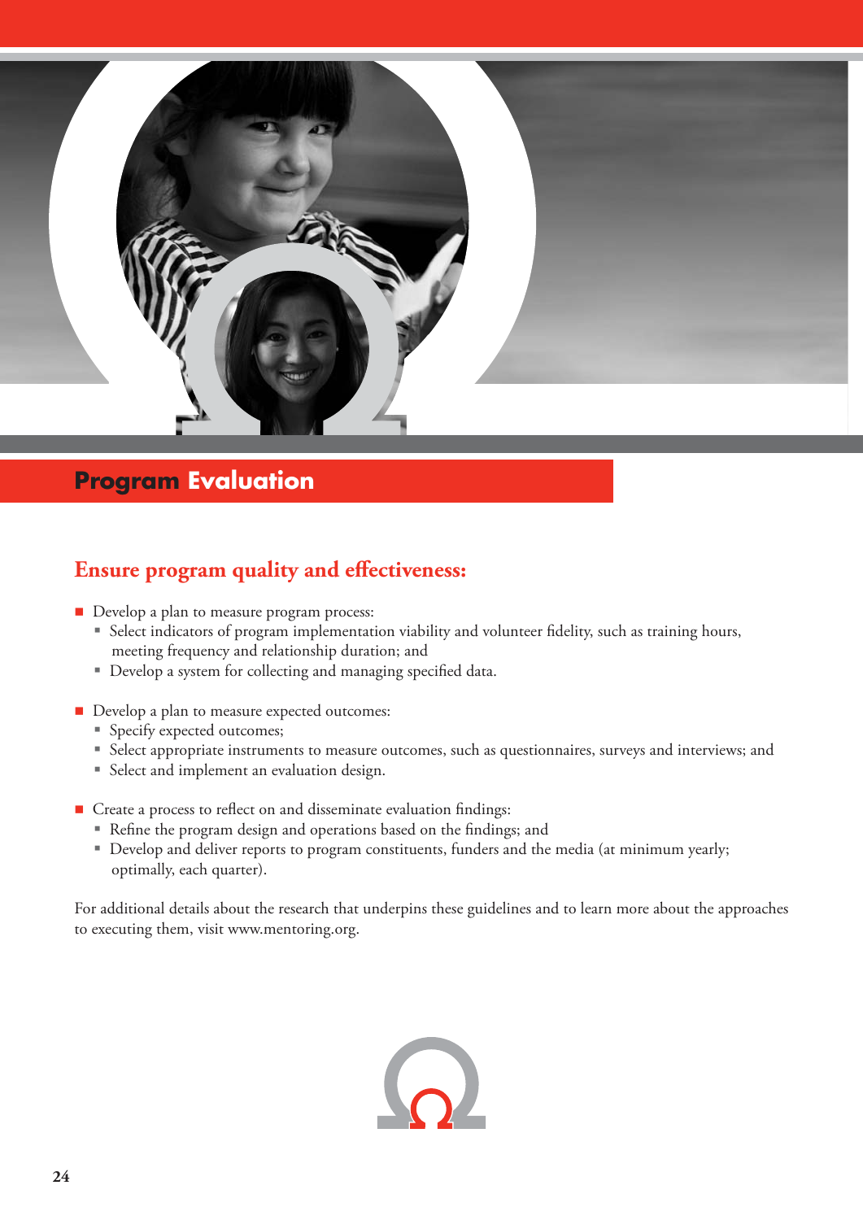## Program Evaluation

### Ensure program quality and effectiveness:

- Develop a plan to measure program process:
  - Select indicators of program implementation viability and volunteer fidelity, such as training hours, meeting frequency and relationship duration; and
  - Develop a system for collecting and managing specified data.

- Develop a plan to measure expected outcomes:
  - Specify expected outcomes;
  - Select appropriate instruments to measure outcomes, such as questionnaires, surveys and interviews; and
  - Select and implement an evaluation design.

- Create a process to reflect on and disseminate evaluation findings:
  - Refine the program design and operations based on the findings; and
  - Develop and deliver reports to program constituents, funders and the media (at minimum yearly; optimally, each quarter).

For additional details about the research that underpins these guidelines and to learn more about the approaches to executing them, visit www.mentoring.org.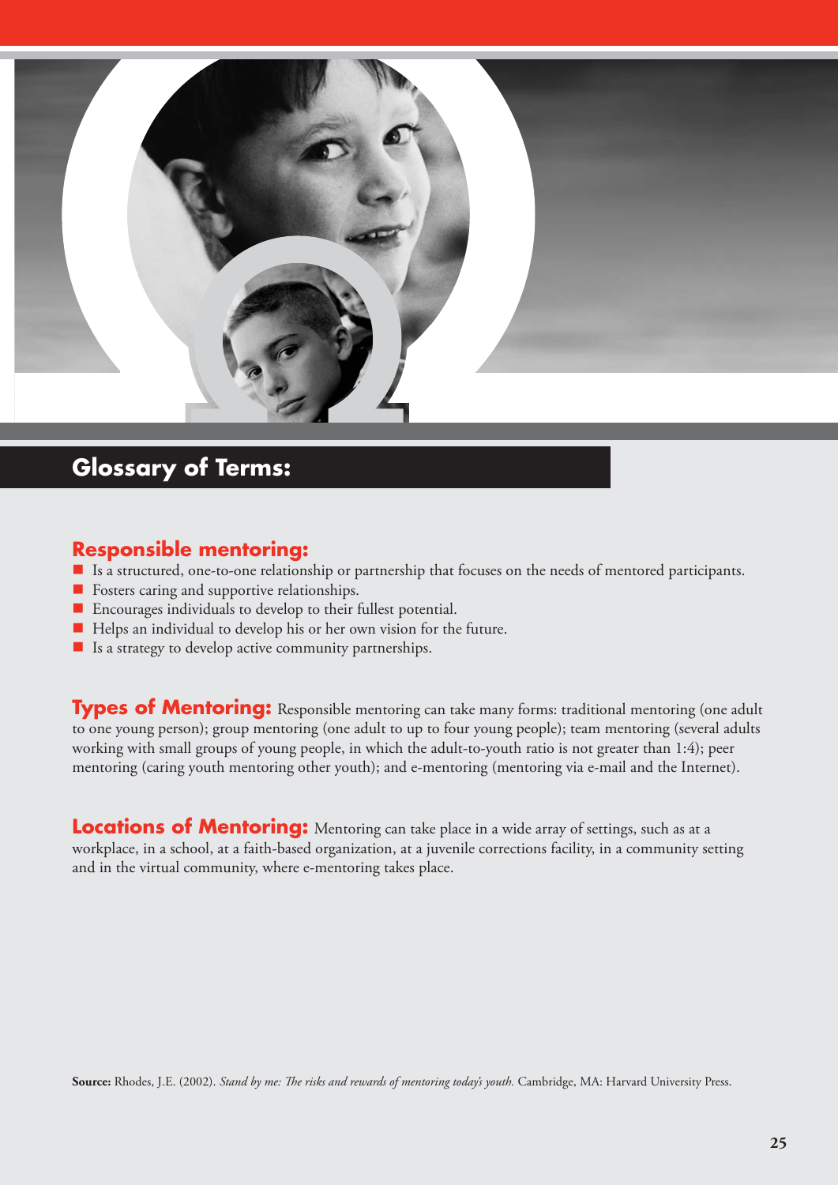## Glossary of Terms:

### Responsible mentoring:

- Is a structured, one-to-one relationship or partnership that focuses on the needs of mentored participants.
- Fosters caring and supportive relationships.
- Encourages individuals to develop to their fullest potential.
- Helps an individual to develop his or her own vision for the future.
- Is a strategy to develop active community partnerships.

**Types of Mentoring:** Responsible mentoring can take many forms: traditional mentoring (one adult to one young person); group mentoring (one adult to up to four young people); team mentoring (several adults working with small groups of young people, in which the adult-to-youth ratio is not greater than 1:4); peer mentoring (caring youth mentoring other youth); and e-mentoring (mentoring via e-mail and the Internet).

**Locations of Mentoring:** Mentoring can take place in a wide array of settings, such as at a workplace, in a school, at a faith-based organization, at a juvenile corrections facility, in a community setting and in the virtual community, where e-mentoring takes place.

**Source:** Rhodes, J.E. (2002). *Stand by me: The risks and rewards of mentoring today's youth.* Cambridge, MA: Harvard University Press.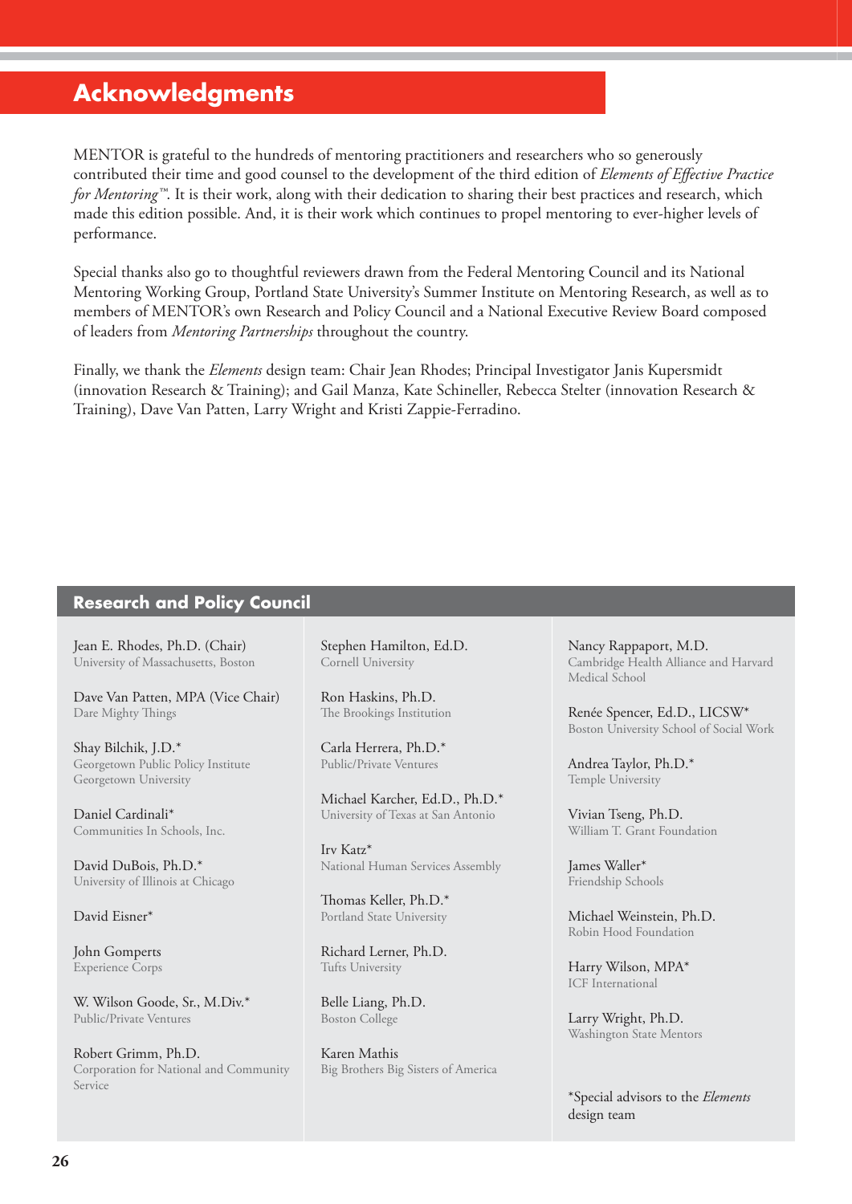# Acknowledgments

MENTOR is grateful to the hundreds of mentoring practitioners and researchers who so generously contributed their time and good counsel to the development of the third edition of *Elements of Effective Practice for Mentoring™*. It is their work, along with their dedication to sharing their best practices and research, which made this edition possible. And, it is their work which continues to propel mentoring to ever-higher levels of performance.

Special thanks also go to thoughtful reviewers drawn from the Federal Mentoring Council and its National Mentoring Working Group, Portland State University's Summer Institute on Mentoring Research, as well as to members of MENTOR's own Research and Policy Council and a National Executive Review Board composed of leaders from *Mentoring Partnerships* throughout the country.

Finally, we thank the *Elements* design team: Chair Jean Rhodes; Principal Investigator Janis Kupersmidt (innovation Research & Training); and Gail Manza, Kate Schineller, Rebecca Stelter (innovation Research & Training), Dave Van Patten, Larry Wright and Kristi Zappie-Ferradino.

## Research and Policy Council

Jean E. Rhodes, Ph.D. (Chair)
University of Massachusetts, Boston

Dave Van Patten, MPA (Vice Chair)
Dare Mighty Things

Shay Bilchik, J.D.*
Georgetown Public Policy Institute
Georgetown University

Daniel Cardinali*
Communities In Schools, Inc.

David DuBois, Ph.D.*
University of Illinois at Chicago

David Eisner*

John Gomperts
Experience Corps

W. Wilson Goode, Sr., M.Div.*
Public/Private Ventures

Robert Grimm, Ph.D.
Corporation for National and Community Service

Stephen Hamilton, Ed.D.
Cornell University

Ron Haskins, Ph.D.
The Brookings Institution

Carla Herrera, Ph.D.*
Public/Private Ventures

Michael Karcher, Ed.D., Ph.D.*
University of Texas at San Antonio

Irv Katz*
National Human Services Assembly

Thomas Keller, Ph.D.*
Portland State University

Richard Lerner, Ph.D.
Tufts University

Belle Liang, Ph.D.
Boston College

Karen Mathis
Big Brothers Big Sisters of America

Nancy Rappaport, M.D.
Cambridge Health Alliance and Harvard Medical School

Renée Spencer, Ed.D., LICSW*
Boston University School of Social Work

Andrea Taylor, Ph.D.*
Temple University

Vivian Tseng, Ph.D.
William T. Grant Foundation

James Waller*
Friendship Schools

Michael Weinstein, Ph.D.
Robin Hood Foundation

Harry Wilson, MPA*
ICF International

Larry Wright, Ph.D.
Washington State Mentors

*Special advisors to the *Elements* design team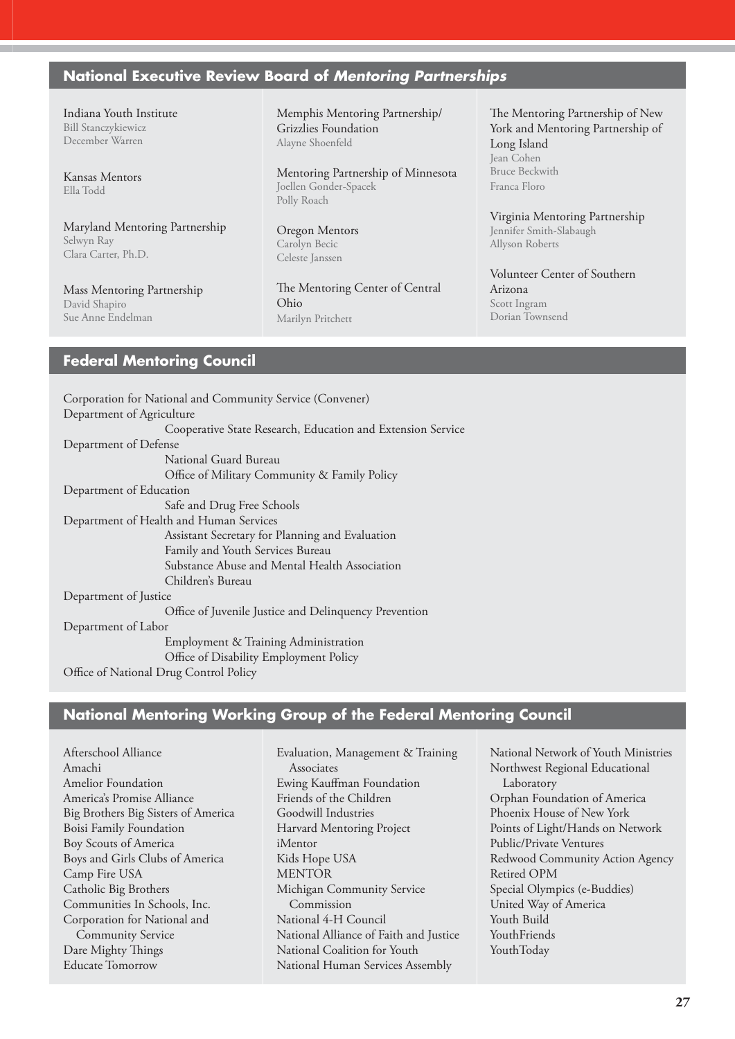## National Executive Review Board of *Mentoring Partnerships*

Indiana Youth Institute
Bill Stanczykiewicz
December Warren

Kansas Mentors
Ella Todd

Maryland Mentoring Partnership
Selwyn Ray
Clara Carter, Ph.D.

Mass Mentoring Partnership
David Shapiro
Sue Anne Endelman

Memphis Mentoring Partnership/ Grizzlies Foundation
Alayne Shoenfeld

Mentoring Partnership of Minnesota
Joellen Gonder-Spacek
Polly Roach

Oregon Mentors
Carolyn Becic
Celeste Janssen

The Mentoring Center of Central Ohio
Marilyn Pritchett

The Mentoring Partnership of New York and Mentoring Partnership of Long Island
Jean Cohen
Bruce Beckwith
Franca Floro

Virginia Mentoring Partnership
Jennifer Smith-Slabaugh
Allyson Roberts

Volunteer Center of Southern Arizona
Scott Ingram
Dorian Townsend

## Federal Mentoring Council

Corporation for National and Community Service (Convener)
Department of Agriculture
- Cooperative State Research, Education and Extension Service

Department of Defense
- National Guard Bureau
- Office of Military Community & Family Policy

Department of Education
- Safe and Drug Free Schools

Department of Health and Human Services
- Assistant Secretary for Planning and Evaluation
- Family and Youth Services Bureau
- Substance Abuse and Mental Health Association
- Children's Bureau

Department of Justice
- Office of Juvenile Justice and Delinquency Prevention

Department of Labor
- Employment & Training Administration
- Office of Disability Employment Policy

Office of National Drug Control Policy

## National Mentoring Working Group of the Federal Mentoring Council

Afterschool Alliance
Amachi
Amelior Foundation
America's Promise Alliance
Big Brothers Big Sisters of America
Boisi Family Foundation
Boy Scouts of America
Boys and Girls Clubs of America
Camp Fire USA
Catholic Big Brothers
Communities In Schools, Inc.
Corporation for National and Community Service
Dare Mighty Things
Educate Tomorrow
Evaluation, Management & Training Associates
Ewing Kauffman Foundation
Friends of the Children
Goodwill Industries
Harvard Mentoring Project
iMentor
Kids Hope USA
MENTOR
Michigan Community Service Commission
National 4-H Council
National Alliance of Faith and Justice
National Coalition for Youth
National Human Services Assembly
National Network of Youth Ministries
Northwest Regional Educational Laboratory
Orphan Foundation of America
Phoenix House of New York
Points of Light/Hands on Network
Public/Private Ventures
Redwood Community Action Agency
Retired OPM
Special Olympics (e-Buddies)
United Way of America
Youth Build
YouthFriends
YouthToday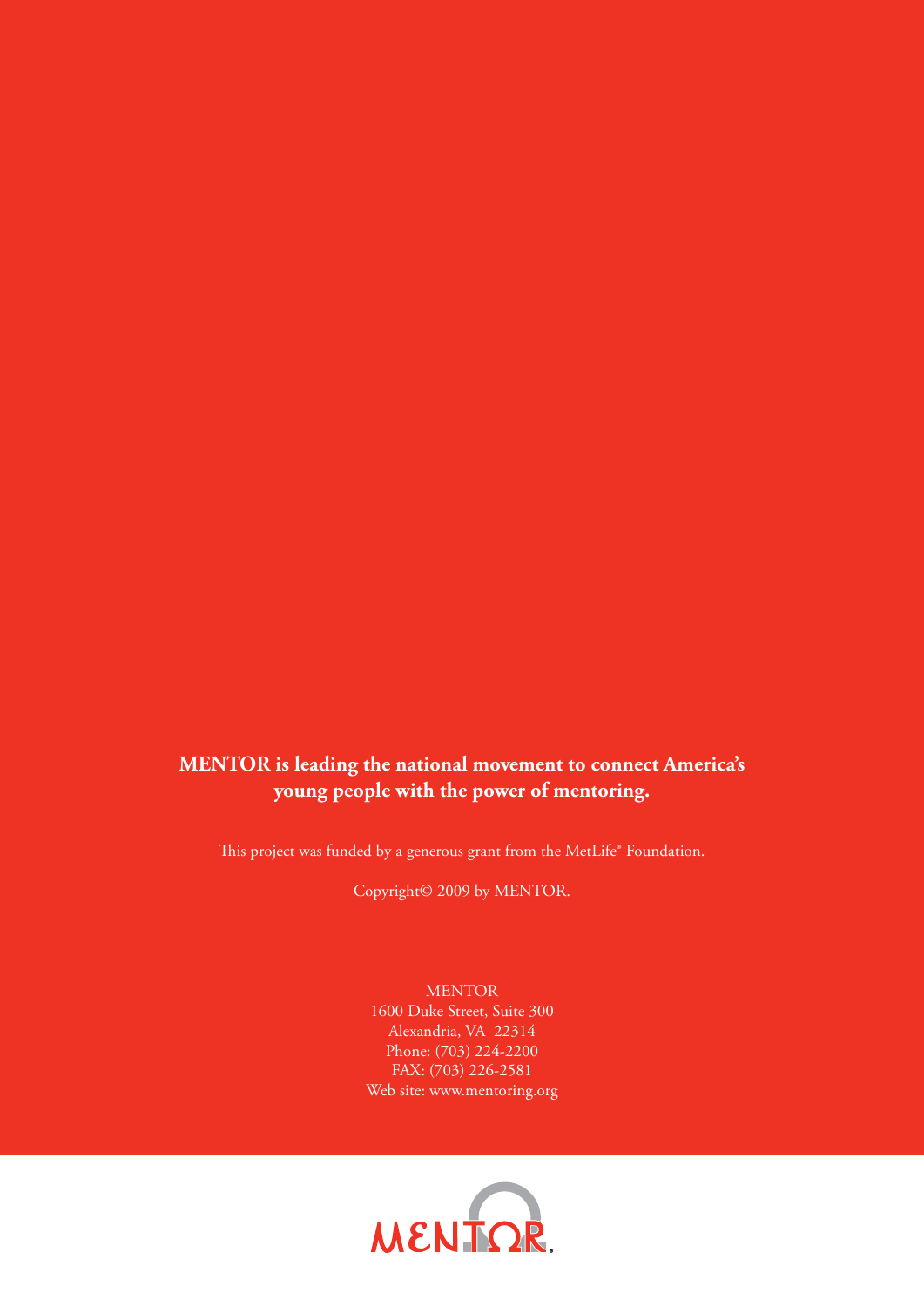**MENTOR is leading the national movement to connect America's young people with the power of mentoring.**

This project was funded by a generous grant from the MetLife® Foundation.

Copyright© 2009 by MENTOR.

MENTOR
1600 Duke Street, Suite 300
Alexandria, VA 22314
Phone: (703) 224-2200
FAX: (703) 226-2581
Web site: www.mentoring.org

MENTOR.